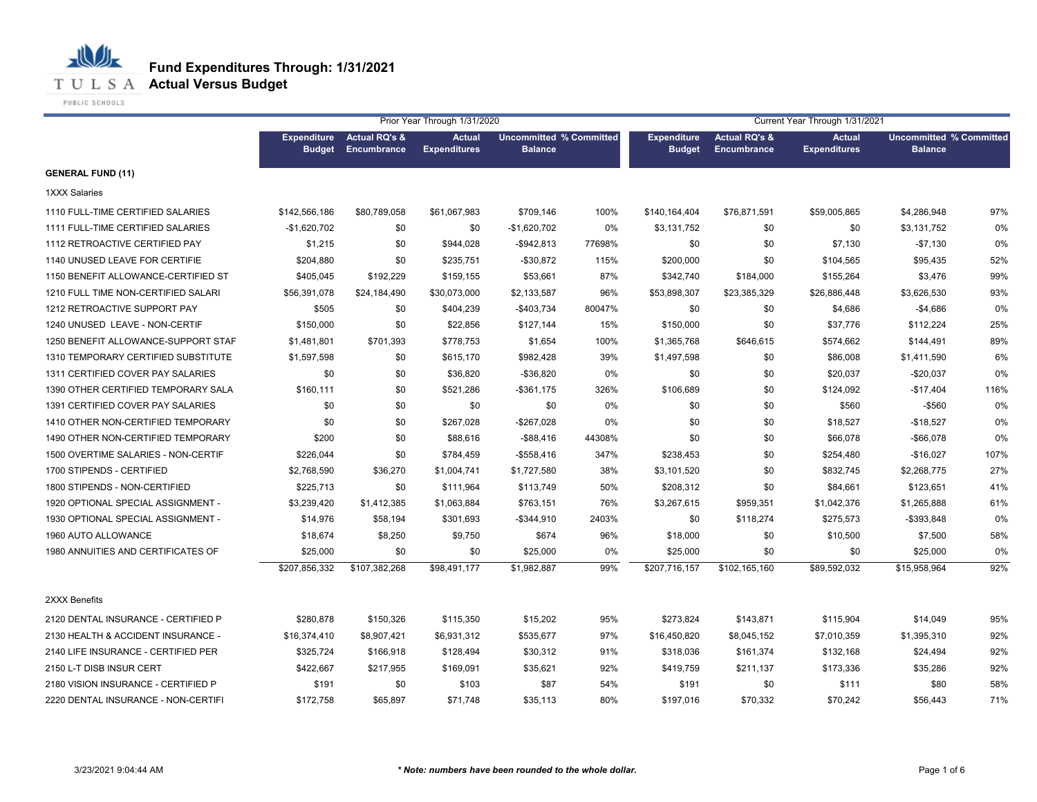# Fund Expenditures Through: 1/31/2021
## Actual Versus Budget

| | Prior Year Through 1/31/2020 | | | | | Current Year Through 1/31/2021 | | | | |
|---|---|---|---|---|---|---|---|---|---|---|
| | Expenditure Budget | Actual RQ's & Encumbrance | Actual Expenditures | Uncommitted Balance | % Committed | Expenditure Budget | Actual RQ's & Encumbrance | Actual Expenditures | Uncommitted Balance | % Committed |
| **GENERAL FUND (11)** | | | | | | | | | | |
| 1XXX Salaries | | | | | | | | | | |
| 1110 FULL-TIME CERTIFIED SALARIES | $142,566,186 | $80,789,058 | $61,067,983 | $709,146 | 100% | $140,164,404 | $76,871,591 | $59,005,865 | $4,286,948 | 97% |
| 1111 FULL-TIME CERTIFIED SALARIES | -$1,620,702 | $0 | $0 | -$1,620,702 | 0% | $3,131,752 | $0 | $0 | $3,131,752 | 0% |
| 1112 RETROACTIVE CERTIFIED PAY | $1,215 | $0 | $944,028 | -$942,813 | 77698% | $0 | $0 | $7,130 | -$7,130 | 0% |
| 1140 UNUSED LEAVE FOR CERTIFIE | $204,880 | $0 | $235,751 | -$30,872 | 115% | $200,000 | $0 | $104,565 | $95,435 | 52% |
| 1150 BENEFIT ALLOWANCE-CERTIFIED ST | $405,045 | $192,229 | $159,155 | $53,661 | 87% | $342,740 | $184,000 | $155,264 | $3,476 | 99% |
| 1210 FULL TIME NON-CERTIFIED SALARI | $56,391,078 | $24,184,490 | $30,073,000 | $2,133,587 | 96% | $53,898,307 | $23,385,329 | $26,886,448 | $3,626,530 | 93% |
| 1212 RETROACTIVE SUPPORT PAY | $505 | $0 | $404,239 | -$403,734 | 80047% | $0 | $0 | $4,686 | -$4,686 | 0% |
| 1240 UNUSED LEAVE - NON-CERTIF | $150,000 | $0 | $22,856 | $127,144 | 15% | $150,000 | $0 | $37,776 | $112,224 | 25% |
| 1250 BENEFIT ALLOWANCE-SUPPORT STAF | $1,481,801 | $701,393 | $778,753 | $1,654 | 100% | $1,365,768 | $646,615 | $574,662 | $144,491 | 89% |
| 1310 TEMPORARY CERTIFIED SUBSTITUTE | $1,597,598 | $0 | $615,170 | $982,428 | 39% | $1,497,598 | $0 | $86,008 | $1,411,590 | 6% |
| 1311 CERTIFIED COVER PAY SALARIES | $0 | $0 | $36,820 | -$36,820 | 0% | $0 | $0 | $20,037 | -$20,037 | 0% |
| 1390 OTHER CERTIFIED TEMPORARY SALA | $160,111 | $0 | $521,286 | -$361,175 | 326% | $106,689 | $0 | $124,092 | -$17,404 | 116% |
| 1391 CERTIFIED COVER PAY SALARIES | $0 | $0 | $0 | $0 | 0% | $0 | $0 | $560 | -$560 | 0% |
| 1410 OTHER NON-CERTIFIED TEMPORARY | $0 | $0 | $267,028 | -$267,028 | 0% | $0 | $0 | $18,527 | -$18,527 | 0% |
| 1490 OTHER NON-CERTIFIED TEMPORARY | $200 | $0 | $88,616 | -$88,416 | 44308% | $0 | $0 | $66,078 | -$66,078 | 0% |
| 1500 OVERTIME SALARIES - NON-CERTIF | $226,044 | $0 | $784,459 | -$558,416 | 347% | $238,453 | $0 | $254,480 | -$16,027 | 107% |
| 1700 STIPENDS - CERTIFIED | $2,768,590 | $36,270 | $1,004,741 | $1,727,580 | 38% | $3,101,520 | $0 | $832,745 | $2,268,775 | 27% |
| 1800 STIPENDS - NON-CERTIFIED | $225,713 | $0 | $111,964 | $113,749 | 50% | $208,312 | $0 | $84,661 | $123,651 | 41% |
| 1920 OPTIONAL SPECIAL ASSIGNMENT - | $3,239,420 | $1,412,385 | $1,063,884 | $763,151 | 76% | $3,267,615 | $959,351 | $1,042,376 | $1,265,888 | 61% |
| 1930 OPTIONAL SPECIAL ASSIGNMENT - | $14,976 | $58,194 | $301,693 | -$344,910 | 2403% | $0 | $118,274 | $275,573 | -$393,848 | 0% |
| 1960 AUTO ALLOWANCE | $18,674 | $8,250 | $9,750 | $674 | 96% | $18,000 | $0 | $10,500 | $7,500 | 58% |
| 1980 ANNUITIES AND CERTIFICATES OF | $25,000 | $0 | $0 | $25,000 | 0% | $25,000 | $0 | $0 | $25,000 | 0% |
| | $207,856,332 | $107,382,268 | $98,491,177 | $1,982,887 | 99% | $207,716,157 | $102,165,160 | $89,592,032 | $15,958,964 | 92% |
| 2XXX Benefits | | | | | | | | | | |
| 2120 DENTAL INSURANCE - CERTIFIED P | $280,878 | $150,326 | $115,350 | $15,202 | 95% | $273,824 | $143,871 | $115,904 | $14,049 | 95% |
| 2130 HEALTH & ACCIDENT INSURANCE - | $16,374,410 | $8,907,421 | $6,931,312 | $535,677 | 97% | $16,450,820 | $8,045,152 | $7,010,359 | $1,395,310 | 92% |
| 2140 LIFE INSURANCE - CERTIFIED PER | $325,724 | $166,918 | $128,494 | $30,312 | 91% | $318,036 | $161,374 | $132,168 | $24,494 | 92% |
| 2150 L-T DISB INSUR CERT | $422,667 | $217,955 | $169,091 | $35,621 | 92% | $419,759 | $211,137 | $173,336 | $35,286 | 92% |
| 2180 VISION INSURANCE - CERTIFIED P | $191 | $0 | $103 | $87 | 54% | $191 | $0 | $111 | $80 | 58% |
| 2220 DENTAL INSURANCE - NON-CERTIFI | $172,758 | $65,897 | $71,748 | $35,113 | 80% | $197,016 | $70,332 | $70,242 | $56,443 | 71% |

*\* Note: numbers have been rounded to the whole dollar.*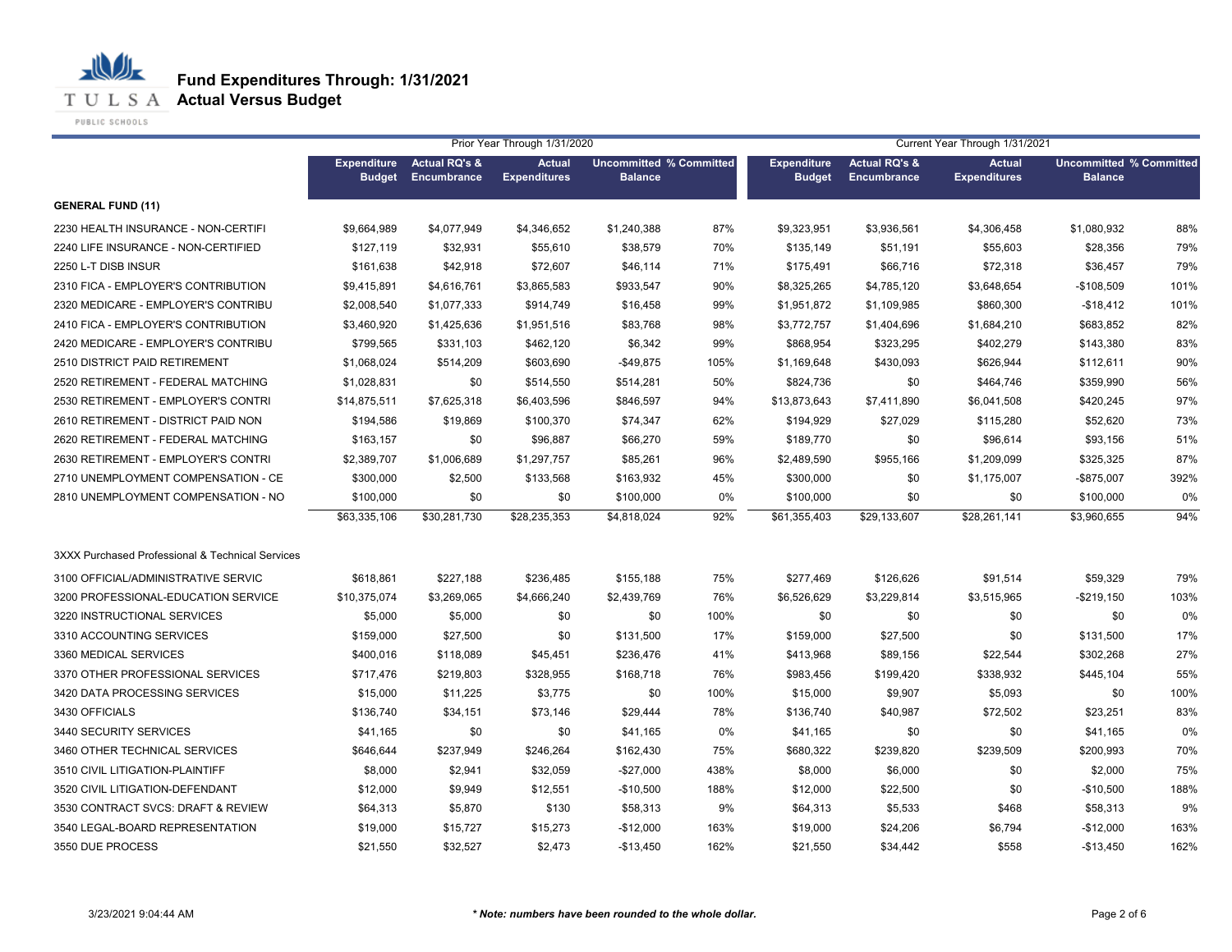# Fund Expenditures Through: 1/31/2021
## Actual Versus Budget

| | Prior Year Through 1/31/2020 | | | | | Current Year Through 1/31/2021 | | | | |
|---|---|---|---|---|---|---|---|---|---|---|
| | Expenditure Budget | Actual RQ's & Encumbrance | Actual Expenditures | Uncommitted Balance | % Committed | Expenditure Budget | Actual RQ's & Encumbrance | Actual Expenditures | Uncommitted Balance | % Committed |
| **GENERAL FUND (11)** | | | | | | | | | | |
| 2230 HEALTH INSURANCE - NON-CERTIFI | $9,664,989 | $4,077,949 | $4,346,652 | $1,240,388 | 87% | $9,323,951 | $3,936,561 | $4,306,458 | $1,080,932 | 88% |
| 2240 LIFE INSURANCE - NON-CERTIFIED | $127,119 | $32,931 | $55,610 | $38,579 | 70% | $135,149 | $51,191 | $55,603 | $28,356 | 79% |
| 2250 L-T DISB INSUR | $161,638 | $42,918 | $72,607 | $46,114 | 71% | $175,491 | $66,716 | $72,318 | $36,457 | 79% |
| 2310 FICA - EMPLOYER'S CONTRIBUTION | $9,415,891 | $4,616,761 | $3,865,583 | $933,547 | 90% | $8,325,265 | $4,785,120 | $3,648,654 | -$108,509 | 101% |
| 2320 MEDICARE - EMPLOYER'S CONTRIBU | $2,008,540 | $1,077,333 | $914,749 | $16,458 | 99% | $1,951,872 | $1,109,985 | $860,300 | -$18,412 | 101% |
| 2410 FICA - EMPLOYER'S CONTRIBUTION | $3,460,920 | $1,425,636 | $1,951,516 | $83,768 | 98% | $3,772,757 | $1,404,696 | $1,684,210 | $683,852 | 82% |
| 2420 MEDICARE - EMPLOYER'S CONTRIBU | $799,565 | $331,103 | $462,120 | $6,342 | 99% | $868,954 | $323,295 | $402,279 | $143,380 | 83% |
| 2510 DISTRICT PAID RETIREMENT | $1,068,024 | $514,209 | $603,690 | -$49,875 | 105% | $1,169,648 | $430,093 | $626,944 | $112,611 | 90% |
| 2520 RETIREMENT - FEDERAL MATCHING | $1,028,831 | $0 | $514,550 | $514,281 | 50% | $824,736 | $0 | $464,746 | $359,990 | 56% |
| 2530 RETIREMENT - EMPLOYER'S CONTRI | $14,875,511 | $7,625,318 | $6,403,596 | $846,597 | 94% | $13,873,643 | $7,411,890 | $6,041,508 | $420,245 | 97% |
| 2610 RETIREMENT - DISTRICT PAID NON | $194,586 | $19,869 | $100,370 | $74,347 | 62% | $194,929 | $27,029 | $115,280 | $52,620 | 73% |
| 2620 RETIREMENT - FEDERAL MATCHING | $163,157 | $0 | $96,887 | $66,270 | 59% | $189,770 | $0 | $96,614 | $93,156 | 51% |
| 2630 RETIREMENT - EMPLOYER'S CONTRI | $2,389,707 | $1,006,689 | $1,297,757 | $85,261 | 96% | $2,489,590 | $955,166 | $1,209,099 | $325,325 | 87% |
| 2710 UNEMPLOYMENT COMPENSATION - CE | $300,000 | $2,500 | $133,568 | $163,932 | 45% | $300,000 | $0 | $1,175,007 | -$875,007 | 392% |
| 2810 UNEMPLOYMENT COMPENSATION - NO | $100,000 | $0 | $0 | $100,000 | 0% | $100,000 | $0 | $0 | $100,000 | 0% |
| | $63,335,106 | $30,281,730 | $28,235,353 | $4,818,024 | 92% | $61,355,403 | $29,133,607 | $28,261,141 | $3,960,655 | 94% |
| 3XXX Purchased Professional & Technical Services | | | | | | | | | | |
| 3100 OFFICIAL/ADMINISTRATIVE SERVIC | $618,861 | $227,188 | $236,485 | $155,188 | 75% | $277,469 | $126,626 | $91,514 | $59,329 | 79% |
| 3200 PROFESSIONAL-EDUCATION SERVICE | $10,375,074 | $3,269,065 | $4,666,240 | $2,439,769 | 76% | $6,526,629 | $3,229,814 | $3,515,965 | -$219,150 | 103% |
| 3220 INSTRUCTIONAL SERVICES | $5,000 | $5,000 | $0 | $0 | 100% | $0 | $0 | $0 | $0 | 0% |
| 3310 ACCOUNTING SERVICES | $159,000 | $27,500 | $0 | $131,500 | 17% | $159,000 | $27,500 | $0 | $131,500 | 17% |
| 3360 MEDICAL SERVICES | $400,016 | $118,089 | $45,451 | $236,476 | 41% | $413,968 | $89,156 | $22,544 | $302,268 | 27% |
| 3370 OTHER PROFESSIONAL SERVICES | $717,476 | $219,803 | $328,955 | $168,718 | 76% | $983,456 | $199,420 | $338,932 | $445,104 | 55% |
| 3420 DATA PROCESSING SERVICES | $15,000 | $11,225 | $3,775 | $0 | 100% | $15,000 | $9,907 | $5,093 | $0 | 100% |
| 3430 OFFICIALS | $136,740 | $34,151 | $73,146 | $29,444 | 78% | $136,740 | $40,987 | $72,502 | $23,251 | 83% |
| 3440 SECURITY SERVICES | $41,165 | $0 | $0 | $41,165 | 0% | $41,165 | $0 | $0 | $41,165 | 0% |
| 3460 OTHER TECHNICAL SERVICES | $646,644 | $237,949 | $246,264 | $162,430 | 75% | $680,322 | $239,820 | $239,509 | $200,993 | 70% |
| 3510 CIVIL LITIGATION-PLAINTIFF | $8,000 | $2,941 | $32,059 | -$27,000 | 438% | $8,000 | $6,000 | $0 | $2,000 | 75% |
| 3520 CIVIL LITIGATION-DEFENDANT | $12,000 | $9,949 | $12,551 | -$10,500 | 188% | $12,000 | $22,500 | $0 | -$10,500 | 188% |
| 3530 CONTRACT SVCS: DRAFT & REVIEW | $64,313 | $5,870 | $130 | $58,313 | 9% | $64,313 | $5,533 | $468 | $58,313 | 9% |
| 3540 LEGAL-BOARD REPRESENTATION | $19,000 | $15,727 | $15,273 | -$12,000 | 163% | $19,000 | $24,206 | $6,794 | -$12,000 | 163% |
| 3550 DUE PROCESS | $21,550 | $32,527 | $2,473 | -$13,450 | 162% | $21,550 | $34,442 | $558 | -$13,450 | 162% |

3/23/2021 9:04:44 AM

***Note: numbers have been rounded to the whole dollar.***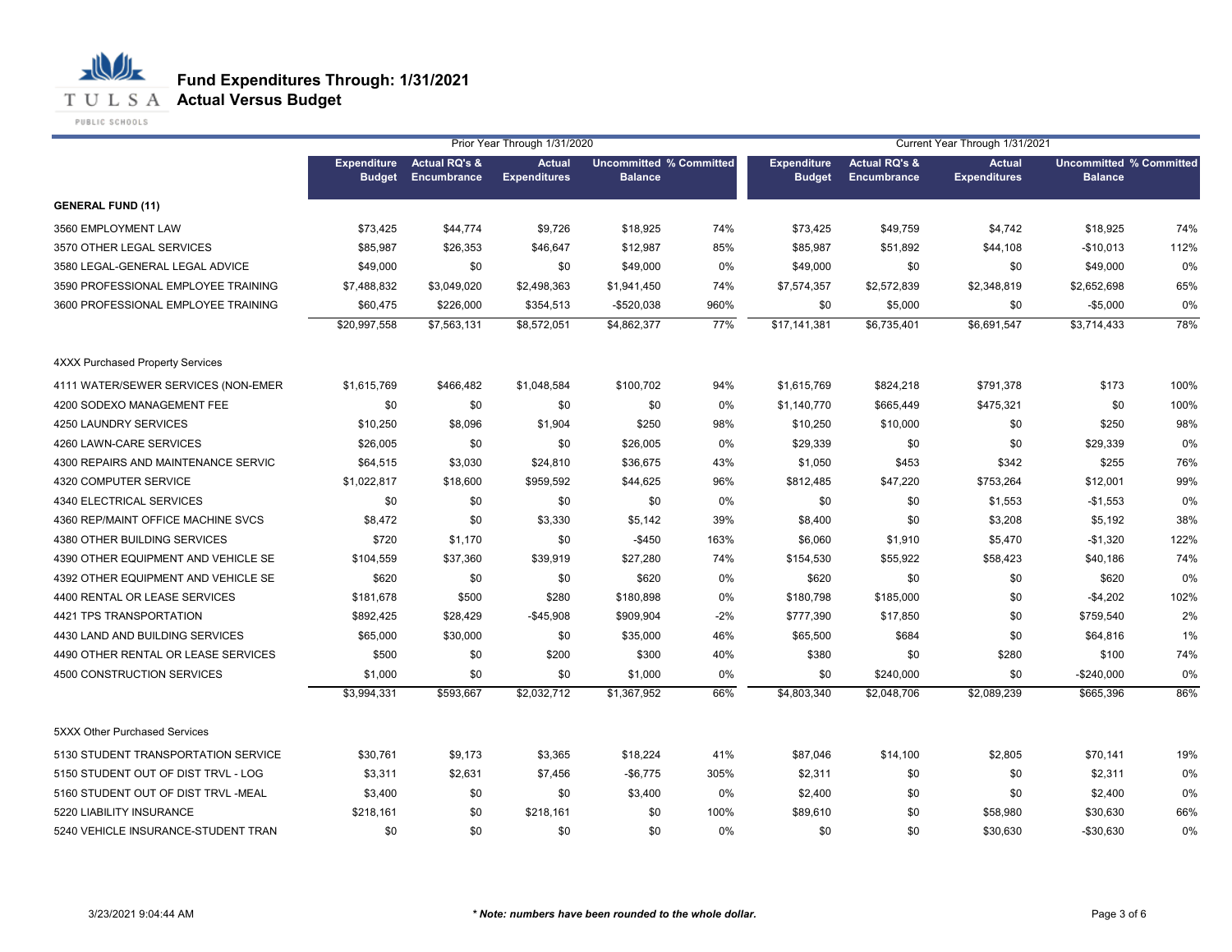# Fund Expenditures Through: 1/31/2021
## Actual Versus Budget

| | Prior Year Through 1/31/2020 | | | | | Current Year Through 1/31/2021 | | | | |
|---|---|---|---|---|---|---|---|---|---|---|
| | Expenditure Budget | Actual RQ's & Encumbrance | Actual Expenditures | Uncommitted Balance | % Committed | Expenditure Budget | Actual RQ's & Encumbrance | Actual Expenditures | Uncommitted Balance | % Committed |
| **GENERAL FUND (11)** | | | | | | | | | | |
| 3560 EMPLOYMENT LAW | $73,425 | $44,774 | $9,726 | $18,925 | 74% | $73,425 | $49,759 | $4,742 | $18,925 | 74% |
| 3570 OTHER LEGAL SERVICES | $85,987 | $26,353 | $46,647 | $12,987 | 85% | $85,987 | $51,892 | $44,108 | -$10,013 | 112% |
| 3580 LEGAL-GENERAL LEGAL ADVICE | $49,000 | $0 | $0 | $49,000 | 0% | $49,000 | $0 | $0 | $49,000 | 0% |
| 3590 PROFESSIONAL EMPLOYEE TRAINING | $7,488,832 | $3,049,020 | $2,498,363 | $1,941,450 | 74% | $7,574,357 | $2,572,839 | $2,348,819 | $2,652,698 | 65% |
| 3600 PROFESSIONAL EMPLOYEE TRAINING | $60,475 | $226,000 | $354,513 | -$520,038 | 960% | $0 | $5,000 | $0 | -$5,000 | 0% |
| | $20,997,558 | $7,563,131 | $8,572,051 | $4,862,377 | 77% | $17,141,381 | $6,735,401 | $6,691,547 | $3,714,433 | 78% |
| 4XXX Purchased Property Services | | | | | | | | | | |
| 4111 WATER/SEWER SERVICES (NON-EMER | $1,615,769 | $466,482 | $1,048,584 | $100,702 | 94% | $1,615,769 | $824,218 | $791,378 | $173 | 100% |
| 4200 SODEXO MANAGEMENT FEE | $0 | $0 | $0 | $0 | 0% | $1,140,770 | $665,449 | $475,321 | $0 | 100% |
| 4250 LAUNDRY SERVICES | $10,250 | $8,096 | $1,904 | $250 | 98% | $10,250 | $10,000 | $0 | $250 | 98% |
| 4260 LAWN-CARE SERVICES | $26,005 | $0 | $0 | $26,005 | 0% | $29,339 | $0 | $0 | $29,339 | 0% |
| 4300 REPAIRS AND MAINTENANCE SERVIC | $64,515 | $3,030 | $24,810 | $36,675 | 43% | $1,050 | $453 | $342 | $255 | 76% |
| 4320 COMPUTER SERVICE | $1,022,817 | $18,600 | $959,592 | $44,625 | 96% | $812,485 | $47,220 | $753,264 | $12,001 | 99% |
| 4340 ELECTRICAL SERVICES | $0 | $0 | $0 | $0 | 0% | $0 | $0 | $1,553 | -$1,553 | 0% |
| 4360 REP/MAINT OFFICE MACHINE SVCS | $8,472 | $0 | $3,330 | $5,142 | 39% | $8,400 | $0 | $3,208 | $5,192 | 38% |
| 4380 OTHER BUILDING SERVICES | $720 | $1,170 | $0 | -$450 | 163% | $6,060 | $1,910 | $5,470 | -$1,320 | 122% |
| 4390 OTHER EQUIPMENT AND VEHICLE SE | $104,559 | $37,360 | $39,919 | $27,280 | 74% | $154,530 | $55,922 | $58,423 | $40,186 | 74% |
| 4392 OTHER EQUIPMENT AND VEHICLE SE | $620 | $0 | $0 | $620 | 0% | $620 | $0 | $0 | $620 | 0% |
| 4400 RENTAL OR LEASE SERVICES | $181,678 | $500 | $280 | $180,898 | 0% | $180,798 | $185,000 | $0 | -$4,202 | 102% |
| 4421 TPS TRANSPORTATION | $892,425 | $28,429 | -$45,908 | $909,904 | -2% | $777,390 | $17,850 | $0 | $759,540 | 2% |
| 4430 LAND AND BUILDING SERVICES | $65,000 | $30,000 | $0 | $35,000 | 46% | $65,500 | $684 | $0 | $64,816 | 1% |
| 4490 OTHER RENTAL OR LEASE SERVICES | $500 | $0 | $200 | $300 | 40% | $380 | $0 | $280 | $100 | 74% |
| 4500 CONSTRUCTION SERVICES | $1,000 | $0 | $0 | $1,000 | 0% | $0 | $240,000 | $0 | -$240,000 | 0% |
| | $3,994,331 | $593,667 | $2,032,712 | $1,367,952 | 66% | $4,803,340 | $2,048,706 | $2,089,239 | $665,396 | 86% |
| 5XXX Other Purchased Services | | | | | | | | | | |
| 5130 STUDENT TRANSPORTATION SERVICE | $30,761 | $9,173 | $3,365 | $18,224 | 41% | $87,046 | $14,100 | $2,805 | $70,141 | 19% |
| 5150 STUDENT OUT OF DIST TRVL - LOG | $3,311 | $2,631 | $7,456 | -$6,775 | 305% | $2,311 | $0 | $0 | $2,311 | 0% |
| 5160 STUDENT OUT OF DIST TRVL -MEAL | $3,400 | $0 | $0 | $3,400 | 0% | $2,400 | $0 | $0 | $2,400 | 0% |
| 5220 LIABILITY INSURANCE | $218,161 | $0 | $218,161 | $0 | 100% | $89,610 | $0 | $58,980 | $30,630 | 66% |
| 5240 VEHICLE INSURANCE-STUDENT TRAN | $0 | $0 | $0 | $0 | 0% | $0 | $0 | $30,630 | -$30,630 | 0% |

3/23/2021 9:04:44 AM

*** Note: numbers have been rounded to the whole dollar.***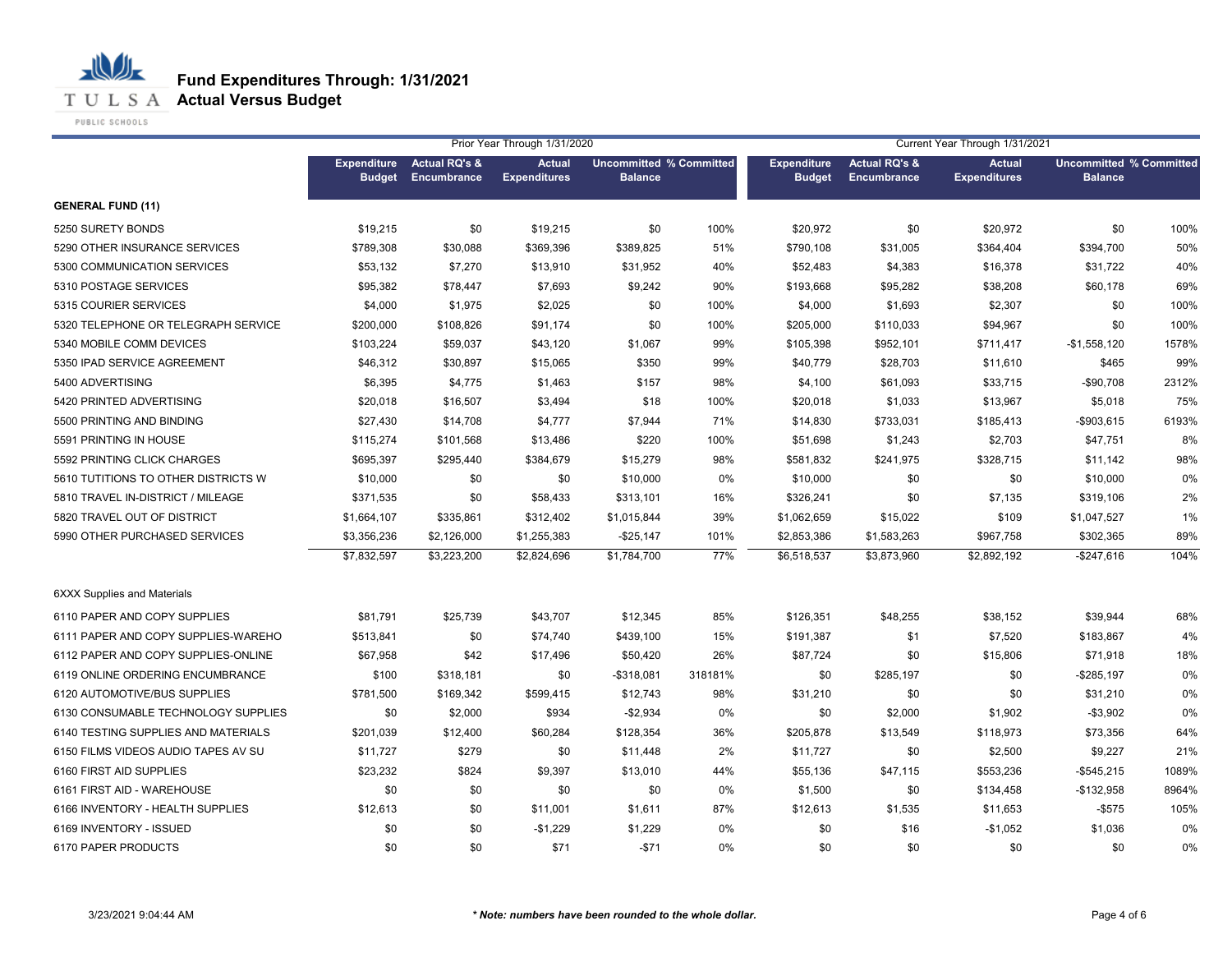# Fund Expenditures Through: 1/31/2021
## Actual Versus Budget

| | Prior Year Through 1/31/2020 | | | | | Current Year Through 1/31/2021 | | | | |
|---|---|---|---|---|---|---|---|---|---|---|
| | Expenditure Budget | Actual RQ's & Encumbrance | Actual Expenditures | Uncommitted Balance | % Committed | Expenditure Budget | Actual RQ's & Encumbrance | Actual Expenditures | Uncommitted Balance | % Committed |
| **GENERAL FUND (11)** | | | | | | | | | | |
| 5250 SURETY BONDS | $19,215 | $0 | $19,215 | $0 | 100% | $20,972 | $0 | $20,972 | $0 | 100% |
| 5290 OTHER INSURANCE SERVICES | $789,308 | $30,088 | $369,396 | $389,825 | 51% | $790,108 | $31,005 | $364,404 | $394,700 | 50% |
| 5300 COMMUNICATION SERVICES | $53,132 | $7,270 | $13,910 | $31,952 | 40% | $52,483 | $4,383 | $16,378 | $31,722 | 40% |
| 5310 POSTAGE SERVICES | $95,382 | $78,447 | $7,693 | $9,242 | 90% | $193,668 | $95,282 | $38,208 | $60,178 | 69% |
| 5315 COURIER SERVICES | $4,000 | $1,975 | $2,025 | $0 | 100% | $4,000 | $1,693 | $2,307 | $0 | 100% |
| 5320 TELEPHONE OR TELEGRAPH SERVICE | $200,000 | $108,826 | $91,174 | $0 | 100% | $205,000 | $110,033 | $94,967 | $0 | 100% |
| 5340 MOBILE COMM DEVICES | $103,224 | $59,037 | $43,120 | $1,067 | 99% | $105,398 | $952,101 | $711,417 | -$1,558,120 | 1578% |
| 5350 IPAD SERVICE AGREEMENT | $46,312 | $30,897 | $15,065 | $350 | 99% | $40,779 | $28,703 | $11,610 | $465 | 99% |
| 5400 ADVERTISING | $6,395 | $4,775 | $1,463 | $157 | 98% | $4,100 | $61,093 | $33,715 | -$90,708 | 2312% |
| 5420 PRINTED ADVERTISING | $20,018 | $16,507 | $3,494 | $18 | 100% | $20,018 | $1,033 | $13,967 | $5,018 | 75% |
| 5500 PRINTING AND BINDING | $27,430 | $14,708 | $4,777 | $7,944 | 71% | $14,830 | $733,031 | $185,413 | -$903,615 | 6193% |
| 5591 PRINTING IN HOUSE | $115,274 | $101,568 | $13,486 | $220 | 100% | $51,698 | $1,243 | $2,703 | $47,751 | 8% |
| 5592 PRINTING CLICK CHARGES | $695,397 | $295,440 | $384,679 | $15,279 | 98% | $581,832 | $241,975 | $328,715 | $11,142 | 98% |
| 5610 TUTITIONS TO OTHER DISTRICTS W | $10,000 | $0 | $0 | $10,000 | 0% | $10,000 | $0 | $0 | $10,000 | 0% |
| 5810 TRAVEL IN-DISTRICT / MILEAGE | $371,535 | $0 | $58,433 | $313,101 | 16% | $326,241 | $0 | $7,135 | $319,106 | 2% |
| 5820 TRAVEL OUT OF DISTRICT | $1,664,107 | $335,861 | $312,402 | $1,015,844 | 39% | $1,062,659 | $15,022 | $109 | $1,047,527 | 1% |
| 5990 OTHER PURCHASED SERVICES | $3,356,236 | $2,126,000 | $1,255,383 | -$25,147 | 101% | $2,853,386 | $1,583,263 | $967,758 | $302,365 | 89% |
| | $7,832,597 | $3,223,200 | $2,824,696 | $1,784,700 | 77% | $6,518,537 | $3,873,960 | $2,892,192 | -$247,616 | 104% |
| 6XXX Supplies and Materials | | | | | | | | | | |
| 6110 PAPER AND COPY SUPPLIES | $81,791 | $25,739 | $43,707 | $12,345 | 85% | $126,351 | $48,255 | $38,152 | $39,944 | 68% |
| 6111 PAPER AND COPY SUPPLIES-WAREHO | $513,841 | $0 | $74,740 | $439,100 | 15% | $191,387 | $1 | $7,520 | $183,867 | 4% |
| 6112 PAPER AND COPY SUPPLIES-ONLINE | $67,958 | $42 | $17,496 | $50,420 | 26% | $87,724 | $0 | $15,806 | $71,918 | 18% |
| 6119 ONLINE ORDERING ENCUMBRANCE | $100 | $318,181 | $0 | -$318,081 | 318181% | $0 | $285,197 | $0 | -$285,197 | 0% |
| 6120 AUTOMOTIVE/BUS SUPPLIES | $781,500 | $169,342 | $599,415 | $12,743 | 98% | $31,210 | $0 | $0 | $31,210 | 0% |
| 6130 CONSUMABLE TECHNOLOGY SUPPLIES | $0 | $2,000 | $934 | -$2,934 | 0% | $0 | $2,000 | $1,902 | -$3,902 | 0% |
| 6140 TESTING SUPPLIES AND MATERIALS | $201,039 | $12,400 | $60,284 | $128,354 | 36% | $205,878 | $13,549 | $118,973 | $73,356 | 64% |
| 6150 FILMS VIDEOS AUDIO TAPES AV SU | $11,727 | $279 | $0 | $11,448 | 2% | $11,727 | $0 | $2,500 | $9,227 | 21% |
| 6160 FIRST AID SUPPLIES | $23,232 | $824 | $9,397 | $13,010 | 44% | $55,136 | $47,115 | $553,236 | -$545,215 | 1089% |
| 6161 FIRST AID - WAREHOUSE | $0 | $0 | $0 | $0 | 0% | $1,500 | $0 | $134,458 | -$132,958 | 8964% |
| 6166 INVENTORY - HEALTH SUPPLIES | $12,613 | $0 | $11,001 | $1,611 | 87% | $12,613 | $1,535 | $11,653 | -$575 | 105% |
| 6169 INVENTORY - ISSUED | $0 | $0 | -$1,229 | $1,229 | 0% | $0 | $16 | -$1,052 | $1,036 | 0% |
| 6170 PAPER PRODUCTS | $0 | $0 | $71 | -$71 | 0% | $0 | $0 | $0 | $0 | 0% |

3/23/2021 9:04:44 AM

*** Note: numbers have been rounded to the whole dollar.**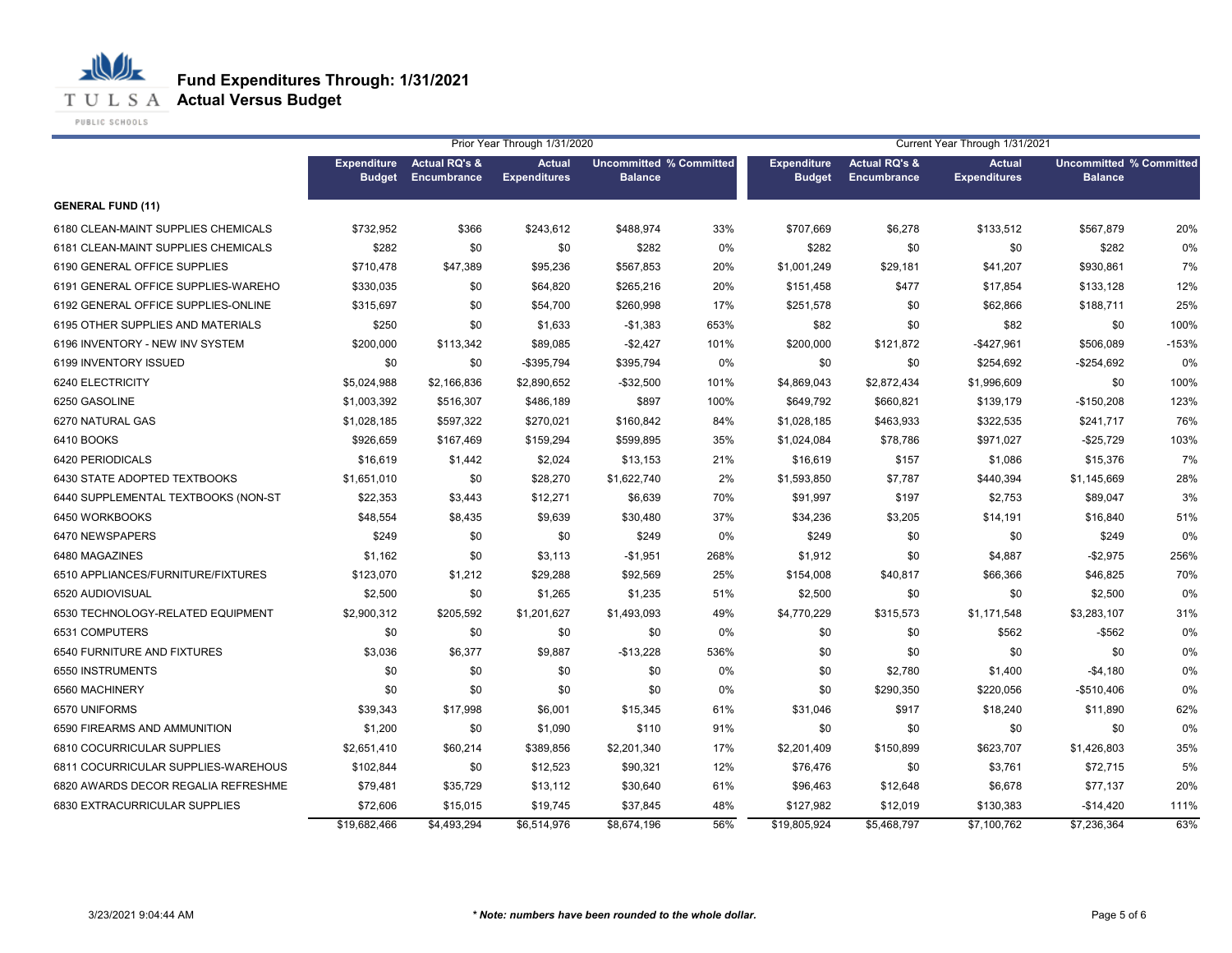# Fund Expenditures Through: 1/31/2021

## Actual Versus Budget

| | Prior Year Through 1/31/2020 | | | | | Current Year Through 1/31/2021 | | | | |
|---|---|---|---|---|---|---|---|---|---|---|
| | Expenditure Budget | Actual RQ's & Encumbrance | Actual Expenditures | Uncommitted Balance | % Committed | Expenditure Budget | Actual RQ's & Encumbrance | Actual Expenditures | Uncommitted Balance | % Committed |
| **GENERAL FUND (11)** | | | | | | | | | | |
| 6180 CLEAN-MAINT SUPPLIES CHEMICALS | $732,952 | $366 | $243,612 | $488,974 | 33% | $707,669 | $6,278 | $133,512 | $567,879 | 20% |
| 6181 CLEAN-MAINT SUPPLIES CHEMICALS | $282 | $0 | $0 | $282 | 0% | $282 | $0 | $0 | $282 | 0% |
| 6190 GENERAL OFFICE SUPPLIES | $710,478 | $47,389 | $95,236 | $567,853 | 20% | $1,001,249 | $29,181 | $41,207 | $930,861 | 7% |
| 6191 GENERAL OFFICE SUPPLIES-WAREHO | $330,035 | $0 | $64,820 | $265,216 | 20% | $151,458 | $477 | $17,854 | $133,128 | 12% |
| 6192 GENERAL OFFICE SUPPLIES-ONLINE | $315,697 | $0 | $54,700 | $260,998 | 17% | $251,578 | $0 | $62,866 | $188,711 | 25% |
| 6195 OTHER SUPPLIES AND MATERIALS | $250 | $0 | $1,633 | -$1,383 | 653% | $82 | $0 | $82 | $0 | 100% |
| 6196 INVENTORY - NEW INV SYSTEM | $200,000 | $113,342 | $89,085 | -$2,427 | 101% | $200,000 | $121,872 | -$427,961 | $506,089 | -153% |
| 6199 INVENTORY ISSUED | $0 | $0 | -$395,794 | $395,794 | 0% | $0 | $0 | $254,692 | -$254,692 | 0% |
| 6240 ELECTRICITY | $5,024,988 | $2,166,836 | $2,890,652 | -$32,500 | 101% | $4,869,043 | $2,872,434 | $1,996,609 | $0 | 100% |
| 6250 GASOLINE | $1,003,392 | $516,307 | $486,189 | $897 | 100% | $649,792 | $660,821 | $139,179 | -$150,208 | 123% |
| 6270 NATURAL GAS | $1,028,185 | $597,322 | $270,021 | $160,842 | 84% | $1,028,185 | $463,933 | $322,535 | $241,717 | 76% |
| 6410 BOOKS | $926,659 | $167,469 | $159,294 | $599,895 | 35% | $1,024,084 | $78,786 | $971,027 | -$25,729 | 103% |
| 6420 PERIODICALS | $16,619 | $1,442 | $2,024 | $13,153 | 21% | $16,619 | $157 | $1,086 | $15,376 | 7% |
| 6430 STATE ADOPTED TEXTBOOKS | $1,651,010 | $0 | $28,270 | $1,622,740 | 2% | $1,593,850 | $7,787 | $440,394 | $1,145,669 | 28% |
| 6440 SUPPLEMENTAL TEXTBOOKS (NON-ST | $22,353 | $3,443 | $12,271 | $6,639 | 70% | $91,997 | $197 | $2,753 | $89,047 | 3% |
| 6450 WORKBOOKS | $48,554 | $8,435 | $9,639 | $30,480 | 37% | $34,236 | $3,205 | $14,191 | $16,840 | 51% |
| 6470 NEWSPAPERS | $249 | $0 | $0 | $249 | 0% | $249 | $0 | $0 | $249 | 0% |
| 6480 MAGAZINES | $1,162 | $0 | $3,113 | -$1,951 | 268% | $1,912 | $0 | $4,887 | -$2,975 | 256% |
| 6510 APPLIANCES/FURNITURE/FIXTURES | $123,070 | $1,212 | $29,288 | $92,569 | 25% | $154,008 | $40,817 | $66,366 | $46,825 | 70% |
| 6520 AUDIOVISUAL | $2,500 | $0 | $1,265 | $1,235 | 51% | $2,500 | $0 | $0 | $2,500 | 0% |
| 6530 TECHNOLOGY-RELATED EQUIPMENT | $2,900,312 | $205,592 | $1,201,627 | $1,493,093 | 49% | $4,770,229 | $315,573 | $1,171,548 | $3,283,107 | 31% |
| 6531 COMPUTERS | $0 | $0 | $0 | $0 | 0% | $0 | $0 | $562 | -$562 | 0% |
| 6540 FURNITURE AND FIXTURES | $3,036 | $6,377 | $9,887 | -$13,228 | 536% | $0 | $0 | $0 | $0 | 0% |
| 6550 INSTRUMENTS | $0 | $0 | $0 | $0 | 0% | $0 | $2,780 | $1,400 | -$4,180 | 0% |
| 6560 MACHINERY | $0 | $0 | $0 | $0 | 0% | $0 | $290,350 | $220,056 | -$510,406 | 0% |
| 6570 UNIFORMS | $39,343 | $17,998 | $6,001 | $15,345 | 61% | $31,046 | $917 | $18,240 | $11,890 | 62% |
| 6590 FIREARMS AND AMMUNITION | $1,200 | $0 | $1,090 | $110 | 91% | $0 | $0 | $0 | $0 | 0% |
| 6810 COCURRICULAR SUPPLIES | $2,651,410 | $60,214 | $389,856 | $2,201,340 | 17% | $2,201,409 | $150,899 | $623,707 | $1,426,803 | 35% |
| 6811 COCURRICULAR SUPPLIES-WAREHOUS | $102,844 | $0 | $12,523 | $90,321 | 12% | $76,476 | $0 | $3,761 | $72,715 | 5% |
| 6820 AWARDS DECOR REGALIA REFRESHME | $79,481 | $35,729 | $13,112 | $30,640 | 61% | $96,463 | $12,648 | $6,678 | $77,137 | 20% |
| 6830 EXTRACURRICULAR SUPPLIES | $72,606 | $15,015 | $19,745 | $37,845 | 48% | $127,982 | $12,019 | $130,383 | -$14,420 | 111% |
| | $19,682,466 | $4,493,294 | $6,514,976 | $8,674,196 | 56% | $19,805,924 | $5,468,797 | $7,100,762 | $7,236,364 | 63% |

3/23/2021 9:04:44 AM

*** Note: numbers have been rounded to the whole dollar.***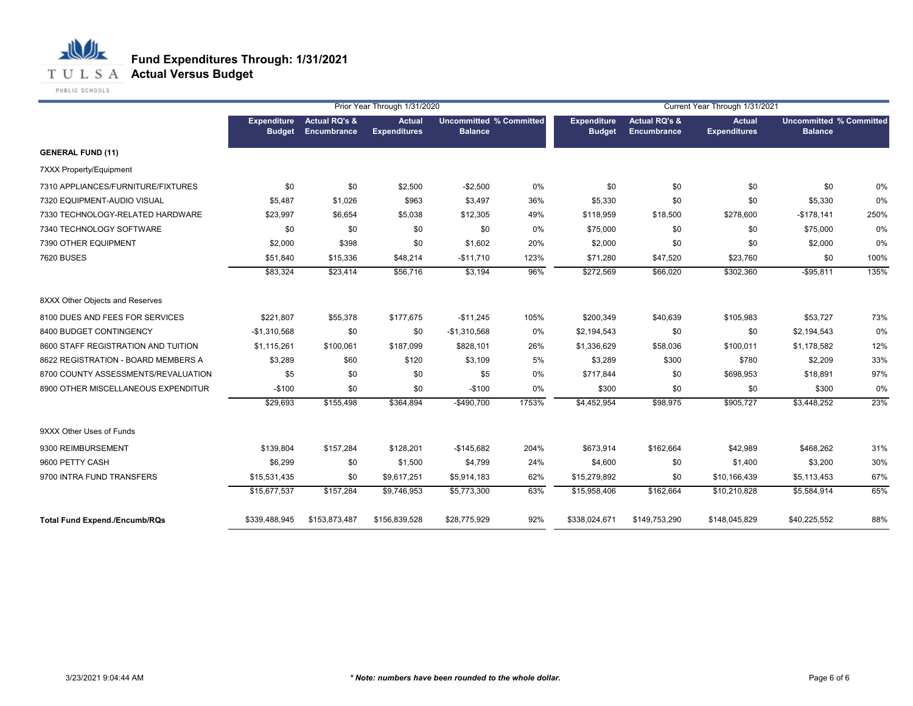# Fund Expenditures Through: 1/31/2021

## Actual Versus Budget

| | Prior Year Through 1/31/2020 | | | | | Current Year Through 1/31/2021 | | | | |
|---|---|---|---|---|---|---|---|---|---|---|
| | Expenditure Budget | Actual RQ's & Encumbrance | Actual Expenditures | Uncommitted Balance | % Committed | Expenditure Budget | Actual RQ's & Encumbrance | Actual Expenditures | Uncommitted Balance | % Committed |
| **GENERAL FUND (11)** | | | | | | | | | | |
| 7XXX Property/Equipment | | | | | | | | | | |
| 7310 APPLIANCES/FURNITURE/FIXTURES | $0 | $0 | $2,500 | -$2,500 | 0% | $0 | $0 | $0 | $0 | 0% |
| 7320 EQUIPMENT-AUDIO VISUAL | $5,487 | $1,026 | $963 | $3,497 | 36% | $5,330 | $0 | $0 | $5,330 | 0% |
| 7330 TECHNOLOGY-RELATED HARDWARE | $23,997 | $6,654 | $5,038 | $12,305 | 49% | $118,959 | $18,500 | $278,600 | -$178,141 | 250% |
| 7340 TECHNOLOGY SOFTWARE | $0 | $0 | $0 | $0 | 0% | $75,000 | $0 | $0 | $75,000 | 0% |
| 7390 OTHER EQUIPMENT | $2,000 | $398 | $0 | $1,602 | 20% | $2,000 | $0 | $0 | $2,000 | 0% |
| 7620 BUSES | $51,840 | $15,336 | $48,214 | -$11,710 | 123% | $71,280 | $47,520 | $23,760 | $0 | 100% |
| | $83,324 | $23,414 | $56,716 | $3,194 | 96% | $272,569 | $66,020 | $302,360 | -$95,811 | 135% |
| 8XXX Other Objects and Reserves | | | | | | | | | | |
| 8100 DUES AND FEES FOR SERVICES | $221,807 | $55,378 | $177,675 | -$11,245 | 105% | $200,349 | $40,639 | $105,983 | $53,727 | 73% |
| 8400 BUDGET CONTINGENCY | -$1,310,568 | $0 | $0 | -$1,310,568 | 0% | $2,194,543 | $0 | $0 | $2,194,543 | 0% |
| 8600 STAFF REGISTRATION AND TUITION | $1,115,261 | $100,061 | $187,099 | $828,101 | 26% | $1,336,629 | $58,036 | $100,011 | $1,178,582 | 12% |
| 8622 REGISTRATION - BOARD MEMBERS A | $3,289 | $60 | $120 | $3,109 | 5% | $3,289 | $300 | $780 | $2,209 | 33% |
| 8700 COUNTY ASSESSMENTS/REVALUATION | $5 | $0 | $0 | $5 | 0% | $717,844 | $0 | $698,953 | $18,891 | 97% |
| 8900 OTHER MISCELLANEOUS EXPENDITUR | -$100 | $0 | $0 | -$100 | 0% | $300 | $0 | $0 | $300 | 0% |
| | $29,693 | $155,498 | $364,894 | -$490,700 | 1753% | $4,452,954 | $98,975 | $905,727 | $3,448,252 | 23% |
| 9XXX Other Uses of Funds | | | | | | | | | | |
| 9300 REIMBURSEMENT | $139,804 | $157,284 | $128,201 | -$145,682 | 204% | $673,914 | $162,664 | $42,989 | $468,262 | 31% |
| 9600 PETTY CASH | $6,299 | $0 | $1,500 | $4,799 | 24% | $4,600 | $0 | $1,400 | $3,200 | 30% |
| 9700 INTRA FUND TRANSFERS | $15,531,435 | $0 | $9,617,251 | $5,914,183 | 62% | $15,279,892 | $0 | $10,166,439 | $5,113,453 | 67% |
| | $15,677,537 | $157,284 | $9,746,953 | $5,773,300 | 63% | $15,958,406 | $162,664 | $10,210,828 | $5,584,914 | 65% |
| **Total Fund Expend./Encumb/RQs** | $339,488,945 | $153,873,487 | $156,839,528 | $28,775,929 | 92% | $338,024,671 | $149,753,290 | $148,045,829 | $40,225,552 | 88% |

3/23/2021 9:04:44 AM

***Note: numbers have been rounded to the whole dollar.***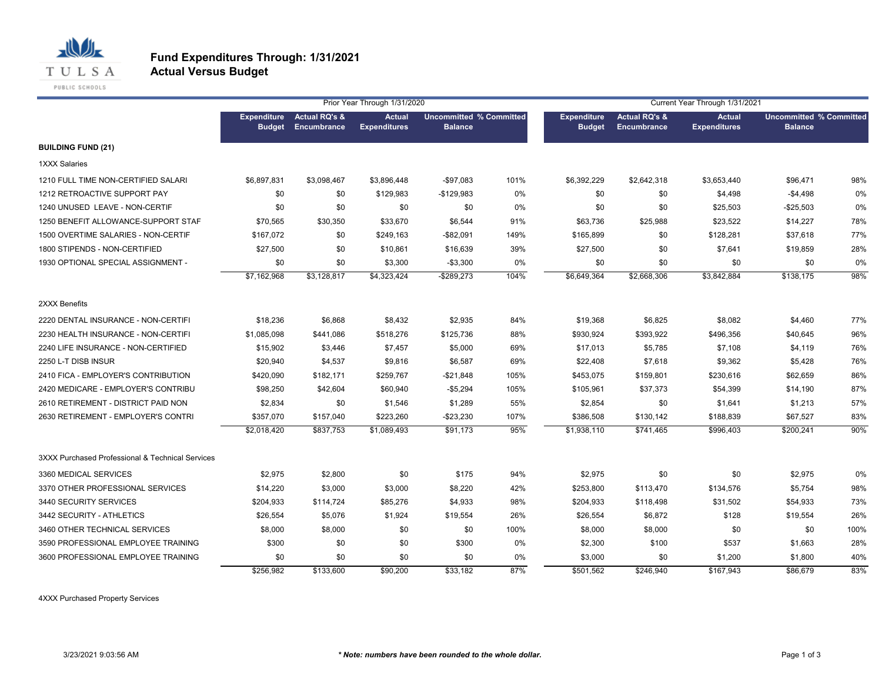# Fund Expenditures Through: 1/31/2021
## Actual Versus Budget

| | Prior Year Through 1/31/2020 | | | | | Current Year Through 1/31/2021 | | | | |
|---|---|---|---|---|---|---|---|---|---|---|
| | Expenditure Budget | Actual RQ's & Encumbrance | Actual Expenditures | Uncommitted Balance | % Committed | Expenditure Budget | Actual RQ's & Encumbrance | Actual Expenditures | Uncommitted Balance | % Committed |
| **BUILDING FUND (21)** | | | | | | | | | | |
| 1XXX Salaries | | | | | | | | | | |
| 1210 FULL TIME NON-CERTIFIED SALARI | $6,897,831 | $3,098,467 | $3,896,448 | -$97,083 | 101% | $6,392,229 | $2,642,318 | $3,653,440 | $96,471 | 98% |
| 1212 RETROACTIVE SUPPORT PAY | $0 | $0 | $129,983 | -$129,983 | 0% | $0 | $0 | $4,498 | -$4,498 | 0% |
| 1240 UNUSED LEAVE - NON-CERTIF | $0 | $0 | $0 | $0 | 0% | $0 | $0 | $25,503 | -$25,503 | 0% |
| 1250 BENEFIT ALLOWANCE-SUPPORT STAF | $70,565 | $30,350 | $33,670 | $6,544 | 91% | $63,736 | $25,988 | $23,522 | $14,227 | 78% |
| 1500 OVERTIME SALARIES - NON-CERTIF | $167,072 | $0 | $249,163 | -$82,091 | 149% | $165,899 | $0 | $128,281 | $37,618 | 77% |
| 1800 STIPENDS - NON-CERTIFIED | $27,500 | $0 | $10,861 | $16,639 | 39% | $27,500 | $0 | $7,641 | $19,859 | 28% |
| 1930 OPTIONAL SPECIAL ASSIGNMENT - | $0 | $0 | $3,300 | -$3,300 | 0% | $0 | $0 | $0 | $0 | 0% |
| | $7,162,968 | $3,128,817 | $4,323,424 | -$289,273 | 104% | $6,649,364 | $2,668,306 | $3,842,884 | $138,175 | 98% |
| 2XXX Benefits | | | | | | | | | | |
| 2220 DENTAL INSURANCE - NON-CERTIFI | $18,236 | $6,868 | $8,432 | $2,935 | 84% | $19,368 | $6,825 | $8,082 | $4,460 | 77% |
| 2230 HEALTH INSURANCE - NON-CERTIFI | $1,085,098 | $441,086 | $518,276 | $125,736 | 88% | $930,924 | $393,922 | $496,356 | $40,645 | 96% |
| 2240 LIFE INSURANCE - NON-CERTIFIED | $15,902 | $3,446 | $7,457 | $5,000 | 69% | $17,013 | $5,785 | $7,108 | $4,119 | 76% |
| 2250 L-T DISB INSUR | $20,940 | $4,537 | $9,816 | $6,587 | 69% | $22,408 | $7,618 | $9,362 | $5,428 | 76% |
| 2410 FICA - EMPLOYER'S CONTRIBUTION | $420,090 | $182,171 | $259,767 | -$21,848 | 105% | $453,075 | $159,801 | $230,616 | $62,659 | 86% |
| 2420 MEDICARE - EMPLOYER'S CONTRIBU | $98,250 | $42,604 | $60,940 | -$5,294 | 105% | $105,961 | $37,373 | $54,399 | $14,190 | 87% |
| 2610 RETIREMENT - DISTRICT PAID NON | $2,834 | $0 | $1,546 | $1,289 | 55% | $2,854 | $0 | $1,641 | $1,213 | 57% |
| 2630 RETIREMENT - EMPLOYER'S CONTRI | $357,070 | $157,040 | $223,260 | -$23,230 | 107% | $386,508 | $130,142 | $188,839 | $67,527 | 83% |
| | $2,018,420 | $837,753 | $1,089,493 | $91,173 | 95% | $1,938,110 | $741,465 | $996,403 | $200,241 | 90% |
| 3XXX Purchased Professional & Technical Services | | | | | | | | | | |
| 3360 MEDICAL SERVICES | $2,975 | $2,800 | $0 | $175 | 94% | $2,975 | $0 | $0 | $2,975 | 0% |
| 3370 OTHER PROFESSIONAL SERVICES | $14,220 | $3,000 | $3,000 | $8,220 | 42% | $253,800 | $113,470 | $134,576 | $5,754 | 98% |
| 3440 SECURITY SERVICES | $204,933 | $114,724 | $85,276 | $4,933 | 98% | $204,933 | $118,498 | $31,502 | $54,933 | 73% |
| 3442 SECURITY - ATHLETICS | $26,554 | $5,076 | $1,924 | $19,554 | 26% | $26,554 | $6,872 | $128 | $19,554 | 26% |
| 3460 OTHER TECHNICAL SERVICES | $8,000 | $8,000 | $0 | $0 | 100% | $8,000 | $8,000 | $0 | $0 | 100% |
| 3590 PROFESSIONAL EMPLOYEE TRAINING | $300 | $0 | $0 | $300 | 0% | $2,300 | $100 | $537 | $1,663 | 28% |
| 3600 PROFESSIONAL EMPLOYEE TRAINING | $0 | $0 | $0 | $0 | 0% | $3,000 | $0 | $1,200 | $1,800 | 40% |
| | $256,982 | $133,600 | $90,200 | $33,182 | 87% | $501,562 | $246,940 | $167,943 | $86,679 | 83% |
| 4XXX Purchased Property Services | | | | | | | | | | |

3/23/2021 9:03:56 AM

***Note: numbers have been rounded to the whole dollar.***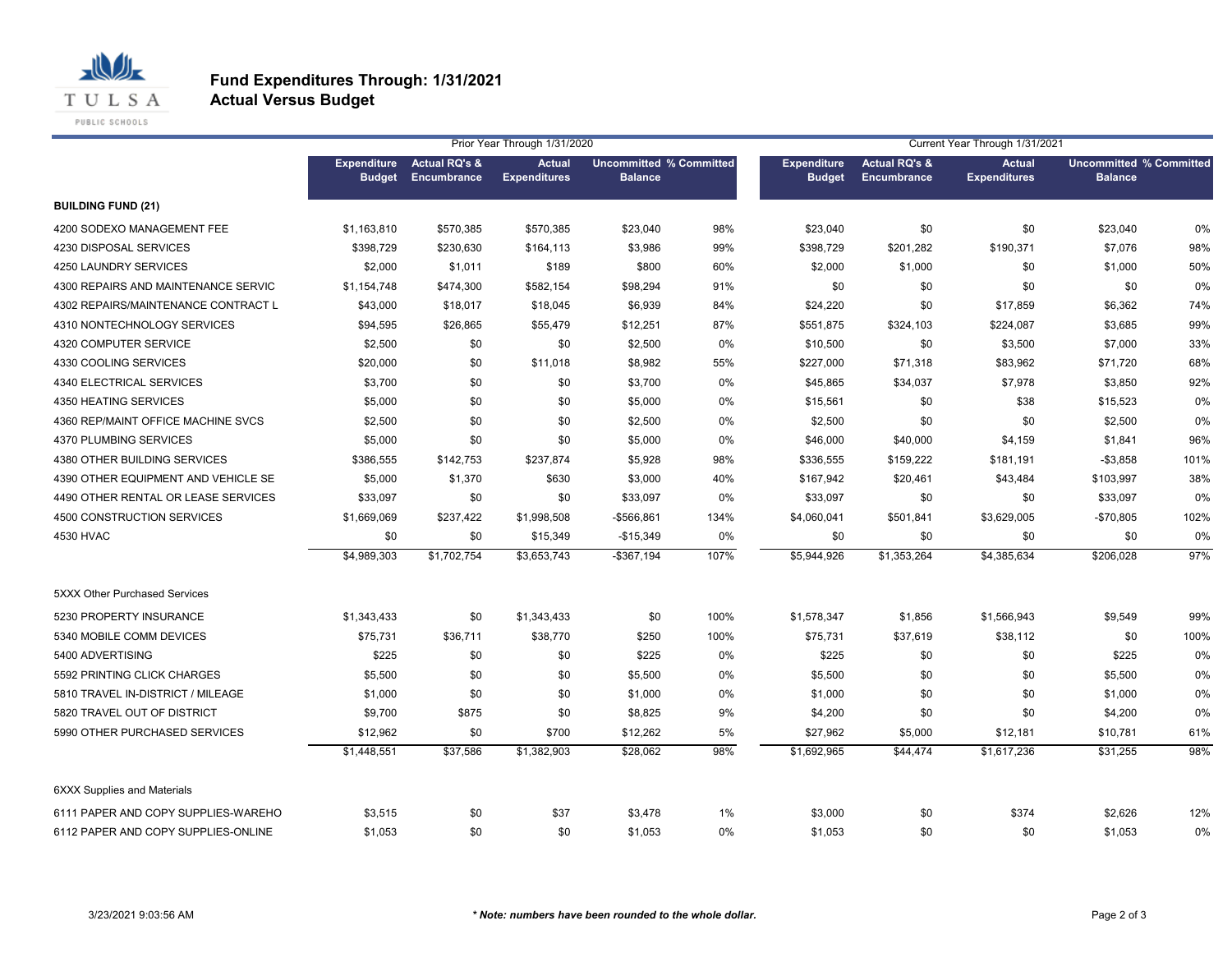# Fund Expenditures Through: 1/31/2021
## Actual Versus Budget

| | Prior Year Through 1/31/2020 | | | | | Current Year Through 1/31/2021 | | | | |
|---|---|---|---|---|---|---|---|---|---|---|
| | Expenditure Budget | Actual RQ's & Encumbrance | Actual Expenditures | Uncommitted Balance | % Committed | Expenditure Budget | Actual RQ's & Encumbrance | Actual Expenditures | Uncommitted Balance | % Committed |
| **BUILDING FUND (21)** | | | | | | | | | | |
| 4200 SODEXO MANAGEMENT FEE | $1,163,810 | $570,385 | $570,385 | $23,040 | 98% | $23,040 | $0 | $0 | $23,040 | 0% |
| 4230 DISPOSAL SERVICES | $398,729 | $230,630 | $164,113 | $3,986 | 99% | $398,729 | $201,282 | $190,371 | $7,076 | 98% |
| 4250 LAUNDRY SERVICES | $2,000 | $1,011 | $189 | $800 | 60% | $2,000 | $1,000 | $0 | $1,000 | 50% |
| 4300 REPAIRS AND MAINTENANCE SERVIC | $1,154,748 | $474,300 | $582,154 | $98,294 | 91% | $0 | $0 | $0 | $0 | 0% |
| 4302 REPAIRS/MAINTENANCE CONTRACT L | $43,000 | $18,017 | $18,045 | $6,939 | 84% | $24,220 | $0 | $17,859 | $6,362 | 74% |
| 4310 NONTECHNOLOGY SERVICES | $94,595 | $26,865 | $55,479 | $12,251 | 87% | $551,875 | $324,103 | $224,087 | $3,685 | 99% |
| 4320 COMPUTER SERVICE | $2,500 | $0 | $0 | $2,500 | 0% | $10,500 | $0 | $3,500 | $7,000 | 33% |
| 4330 COOLING SERVICES | $20,000 | $0 | $11,018 | $8,982 | 55% | $227,000 | $71,318 | $83,962 | $71,720 | 68% |
| 4340 ELECTRICAL SERVICES | $3,700 | $0 | $0 | $3,700 | 0% | $45,865 | $34,037 | $7,978 | $3,850 | 92% |
| 4350 HEATING SERVICES | $5,000 | $0 | $0 | $5,000 | 0% | $15,561 | $0 | $38 | $15,523 | 0% |
| 4360 REP/MAINT OFFICE MACHINE SVCS | $2,500 | $0 | $0 | $2,500 | 0% | $2,500 | $0 | $0 | $2,500 | 0% |
| 4370 PLUMBING SERVICES | $5,000 | $0 | $0 | $5,000 | 0% | $46,000 | $40,000 | $4,159 | $1,841 | 96% |
| 4380 OTHER BUILDING SERVICES | $386,555 | $142,753 | $237,874 | $5,928 | 98% | $336,555 | $159,222 | $181,191 | -$3,858 | 101% |
| 4390 OTHER EQUIPMENT AND VEHICLE SE | $5,000 | $1,370 | $630 | $3,000 | 40% | $167,942 | $20,461 | $43,484 | $103,997 | 38% |
| 4490 OTHER RENTAL OR LEASE SERVICES | $33,097 | $0 | $0 | $33,097 | 0% | $33,097 | $0 | $0 | $33,097 | 0% |
| 4500 CONSTRUCTION SERVICES | $1,669,069 | $237,422 | $1,998,508 | -$566,861 | 134% | $4,060,041 | $501,841 | $3,629,005 | -$70,805 | 102% |
| 4530 HVAC | $0 | $0 | $15,349 | -$15,349 | 0% | $0 | $0 | $0 | $0 | 0% |
| | $4,989,303 | $1,702,754 | $3,653,743 | -$367,194 | 107% | $5,944,926 | $1,353,264 | $4,385,634 | $206,028 | 97% |
| 5XXX Other Purchased Services | | | | | | | | | | |
| 5230 PROPERTY INSURANCE | $1,343,433 | $0 | $1,343,433 | $0 | 100% | $1,578,347 | $1,856 | $1,566,943 | $9,549 | 99% |
| 5340 MOBILE COMM DEVICES | $75,731 | $36,711 | $38,770 | $250 | 100% | $75,731 | $37,619 | $38,112 | $0 | 100% |
| 5400 ADVERTISING | $225 | $0 | $0 | $225 | 0% | $225 | $0 | $0 | $225 | 0% |
| 5592 PRINTING CLICK CHARGES | $5,500 | $0 | $0 | $5,500 | 0% | $5,500 | $0 | $0 | $5,500 | 0% |
| 5810 TRAVEL IN-DISTRICT / MILEAGE | $1,000 | $0 | $0 | $1,000 | 0% | $1,000 | $0 | $0 | $1,000 | 0% |
| 5820 TRAVEL OUT OF DISTRICT | $9,700 | $875 | $0 | $8,825 | 9% | $4,200 | $0 | $0 | $4,200 | 0% |
| 5990 OTHER PURCHASED SERVICES | $12,962 | $0 | $700 | $12,262 | 5% | $27,962 | $5,000 | $12,181 | $10,781 | 61% |
| | $1,448,551 | $37,586 | $1,382,903 | $28,062 | 98% | $1,692,965 | $44,474 | $1,617,236 | $31,255 | 98% |
| 6XXX Supplies and Materials | | | | | | | | | | |
| 6111 PAPER AND COPY SUPPLIES-WAREHO | $3,515 | $0 | $37 | $3,478 | 1% | $3,000 | $0 | $374 | $2,626 | 12% |
| 6112 PAPER AND COPY SUPPLIES-ONLINE | $1,053 | $0 | $0 | $1,053 | 0% | $1,053 | $0 | $0 | $1,053 | 0% |

3/23/2021 9:03:56 AM

*** Note: numbers have been rounded to the whole dollar.**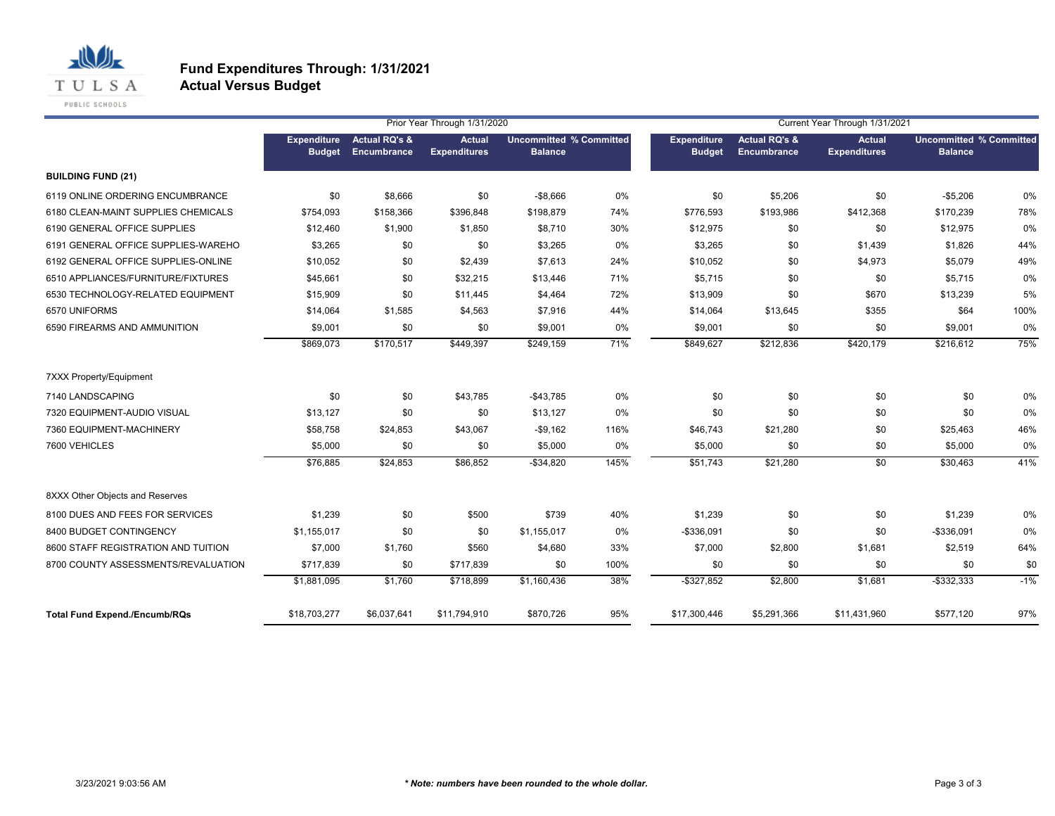# Fund Expenditures Through: 1/31/2021
## Actual Versus Budget

| | Prior Year Through 1/31/2020 | | | | | Current Year Through 1/31/2021 | | | | |
|---|---|---|---|---|---|---|---|---|---|---|
| | Expenditure Budget | Actual RQ's & Encumbrance | Actual Expenditures | Uncommitted Balance | % Committed | Expenditure Budget | Actual RQ's & Encumbrance | Actual Expenditures | Uncommitted Balance | % Committed |
| **BUILDING FUND (21)** | | | | | | | | | | |
| 6119 ONLINE ORDERING ENCUMBRANCE | $0 | $8,666 | $0 | -$8,666 | 0% | $0 | $5,206 | $0 | -$5,206 | 0% |
| 6180 CLEAN-MAINT SUPPLIES CHEMICALS | $754,093 | $158,366 | $396,848 | $198,879 | 74% | $776,593 | $193,986 | $412,368 | $170,239 | 78% |
| 6190 GENERAL OFFICE SUPPLIES | $12,460 | $1,900 | $1,850 | $8,710 | 30% | $12,975 | $0 | $0 | $12,975 | 0% |
| 6191 GENERAL OFFICE SUPPLIES-WAREHO | $3,265 | $0 | $0 | $3,265 | 0% | $3,265 | $0 | $1,439 | $1,826 | 44% |
| 6192 GENERAL OFFICE SUPPLIES-ONLINE | $10,052 | $0 | $2,439 | $7,613 | 24% | $10,052 | $0 | $4,973 | $5,079 | 49% |
| 6510 APPLIANCES/FURNITURE/FIXTURES | $45,661 | $0 | $32,215 | $13,446 | 71% | $5,715 | $0 | $0 | $5,715 | 0% |
| 6530 TECHNOLOGY-RELATED EQUIPMENT | $15,909 | $0 | $11,445 | $4,464 | 72% | $13,909 | $0 | $670 | $13,239 | 5% |
| 6570 UNIFORMS | $14,064 | $1,585 | $4,563 | $7,916 | 44% | $14,064 | $13,645 | $355 | $64 | 100% |
| 6590 FIREARMS AND AMMUNITION | $9,001 | $0 | $0 | $9,001 | 0% | $9,001 | $0 | $0 | $9,001 | 0% |
| | $869,073 | $170,517 | $449,397 | $249,159 | 71% | $849,627 | $212,836 | $420,179 | $216,612 | 75% |
| 7XXX Property/Equipment | | | | | | | | | | |
| 7140 LANDSCAPING | $0 | $0 | $43,785 | -$43,785 | 0% | $0 | $0 | $0 | $0 | 0% |
| 7320 EQUIPMENT-AUDIO VISUAL | $13,127 | $0 | $0 | $13,127 | 0% | $0 | $0 | $0 | $0 | 0% |
| 7360 EQUIPMENT-MACHINERY | $58,758 | $24,853 | $43,067 | -$9,162 | 116% | $46,743 | $21,280 | $0 | $25,463 | 46% |
| 7600 VEHICLES | $5,000 | $0 | $0 | $5,000 | 0% | $5,000 | $0 | $0 | $5,000 | 0% |
| | $76,885 | $24,853 | $86,852 | -$34,820 | 145% | $51,743 | $21,280 | $0 | $30,463 | 41% |
| 8XXX Other Objects and Reserves | | | | | | | | | | |
| 8100 DUES AND FEES FOR SERVICES | $1,239 | $0 | $500 | $739 | 40% | $1,239 | $0 | $0 | $1,239 | 0% |
| 8400 BUDGET CONTINGENCY | $1,155,017 | $0 | $0 | $1,155,017 | 0% | -$336,091 | $0 | $0 | -$336,091 | 0% |
| 8600 STAFF REGISTRATION AND TUITION | $7,000 | $1,760 | $560 | $4,680 | 33% | $7,000 | $2,800 | $1,681 | $2,519 | 64% |
| 8700 COUNTY ASSESSMENTS/REVALUATION | $717,839 | $0 | $717,839 | $0 | 100% | $0 | $0 | $0 | $0 | $0 |
| | $1,881,095 | $1,760 | $718,899 | $1,160,436 | 38% | -$327,852 | $2,800 | $1,681 | -$332,333 | -1% |
| **Total Fund Expend./Encumb/RQs** | $18,703,277 | $6,037,641 | $11,794,910 | $870,726 | 95% | $17,300,446 | $5,291,366 | $11,431,960 | $577,120 | 97% |

3/23/2021 9:03:56 AM

*** Note: numbers have been rounded to the whole dollar.***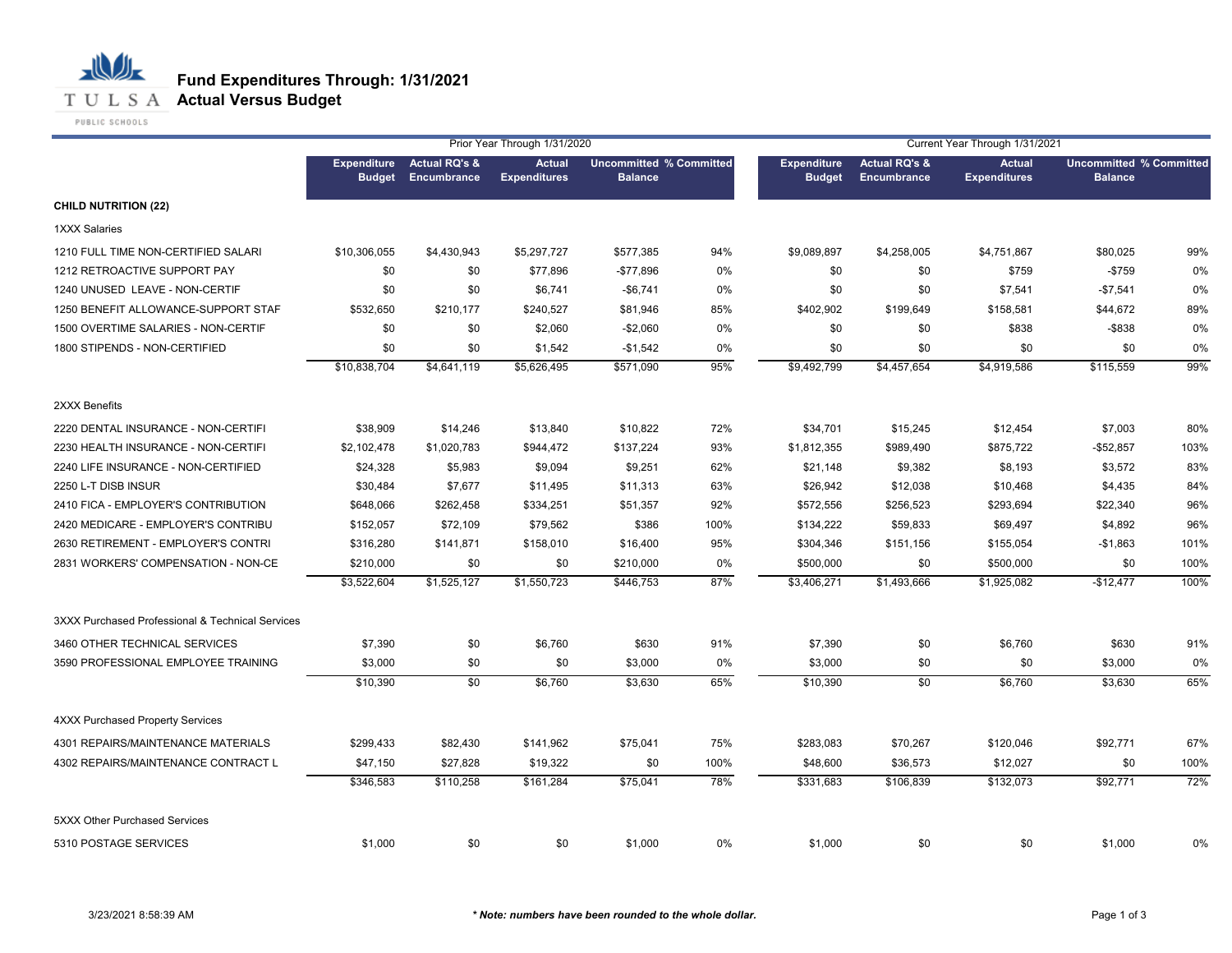# Fund Expenditures Through: 1/31/2021
## Actual Versus Budget

| | Prior Year Through 1/31/2020 | | | | | Current Year Through 1/31/2021 | | | | |
|---|---|---|---|---|---|---|---|---|---|---|
| | Expenditure Budget | Actual RQ's & Encumbrance | Actual Expenditures | Uncommitted Balance | % Committed | Expenditure Budget | Actual RQ's & Encumbrance | Actual Expenditures | Uncommitted Balance | % Committed |
| **CHILD NUTRITION (22)** | | | | | | | | | | |
| 1XXX Salaries | | | | | | | | | | |
| 1210 FULL TIME NON-CERTIFIED SALARI | $10,306,055 | $4,430,943 | $5,297,727 | $577,385 | 94% | $9,089,897 | $4,258,005 | $4,751,867 | $80,025 | 99% |
| 1212 RETROACTIVE SUPPORT PAY | $0 | $0 | $77,896 | -$77,896 | 0% | $0 | $0 | $759 | -$759 | 0% |
| 1240 UNUSED LEAVE - NON-CERTIF | $0 | $0 | $6,741 | -$6,741 | 0% | $0 | $0 | $7,541 | -$7,541 | 0% |
| 1250 BENEFIT ALLOWANCE-SUPPORT STAF | $532,650 | $210,177 | $240,527 | $81,946 | 85% | $402,902 | $199,649 | $158,581 | $44,672 | 89% |
| 1500 OVERTIME SALARIES - NON-CERTIF | $0 | $0 | $2,060 | -$2,060 | 0% | $0 | $0 | $838 | -$838 | 0% |
| 1800 STIPENDS - NON-CERTIFIED | $0 | $0 | $1,542 | -$1,542 | 0% | $0 | $0 | $0 | $0 | 0% |
| | $10,838,704 | $4,641,119 | $5,626,495 | $571,090 | 95% | $9,492,799 | $4,457,654 | $4,919,586 | $115,559 | 99% |
| 2XXX Benefits | | | | | | | | | | |
| 2220 DENTAL INSURANCE - NON-CERTIFI | $38,909 | $14,246 | $13,840 | $10,822 | 72% | $34,701 | $15,245 | $12,454 | $7,003 | 80% |
| 2230 HEALTH INSURANCE - NON-CERTIFI | $2,102,478 | $1,020,783 | $944,472 | $137,224 | 93% | $1,812,355 | $989,490 | $875,722 | -$52,857 | 103% |
| 2240 LIFE INSURANCE - NON-CERTIFIED | $24,328 | $5,983 | $9,094 | $9,251 | 62% | $21,148 | $9,382 | $8,193 | $3,572 | 83% |
| 2250 L-T DISB INSUR | $30,484 | $7,677 | $11,495 | $11,313 | 63% | $26,942 | $12,038 | $10,468 | $4,435 | 84% |
| 2410 FICA - EMPLOYER'S CONTRIBUTION | $648,066 | $262,458 | $334,251 | $51,357 | 92% | $572,556 | $256,523 | $293,694 | $22,340 | 96% |
| 2420 MEDICARE - EMPLOYER'S CONTRIBU | $152,057 | $72,109 | $79,562 | $386 | 100% | $134,222 | $59,833 | $69,497 | $4,892 | 96% |
| 2630 RETIREMENT - EMPLOYER'S CONTRI | $316,280 | $141,871 | $158,010 | $16,400 | 95% | $304,346 | $151,156 | $155,054 | -$1,863 | 101% |
| 2831 WORKERS' COMPENSATION - NON-CE | $210,000 | $0 | $0 | $210,000 | 0% | $500,000 | $0 | $500,000 | $0 | 100% |
| | $3,522,604 | $1,525,127 | $1,550,723 | $446,753 | 87% | $3,406,271 | $1,493,666 | $1,925,082 | -$12,477 | 100% |
| 3XXX Purchased Professional & Technical Services | | | | | | | | | | |
| 3460 OTHER TECHNICAL SERVICES | $7,390 | $0 | $6,760 | $630 | 91% | $7,390 | $0 | $6,760 | $630 | 91% |
| 3590 PROFESSIONAL EMPLOYEE TRAINING | $3,000 | $0 | $0 | $3,000 | 0% | $3,000 | $0 | $0 | $3,000 | 0% |
| | $10,390 | $0 | $6,760 | $3,630 | 65% | $10,390 | $0 | $6,760 | $3,630 | 65% |
| 4XXX Purchased Property Services | | | | | | | | | | |
| 4301 REPAIRS/MAINTENANCE MATERIALS | $299,433 | $82,430 | $141,962 | $75,041 | 75% | $283,083 | $70,267 | $120,046 | $92,771 | 67% |
| 4302 REPAIRS/MAINTENANCE CONTRACT L | $47,150 | $27,828 | $19,322 | $0 | 100% | $48,600 | $36,573 | $12,027 | $0 | 100% |
| | $346,583 | $110,258 | $161,284 | $75,041 | 78% | $331,683 | $106,839 | $132,073 | $92,771 | 72% |
| 5XXX Other Purchased Services | | | | | | | | | | |
| 5310 POSTAGE SERVICES | $1,000 | $0 | $0 | $1,000 | 0% | $1,000 | $0 | $0 | $1,000 | 0% |

3/23/2021 8:58:39 AM

*** Note: numbers have been rounded to the whole dollar.**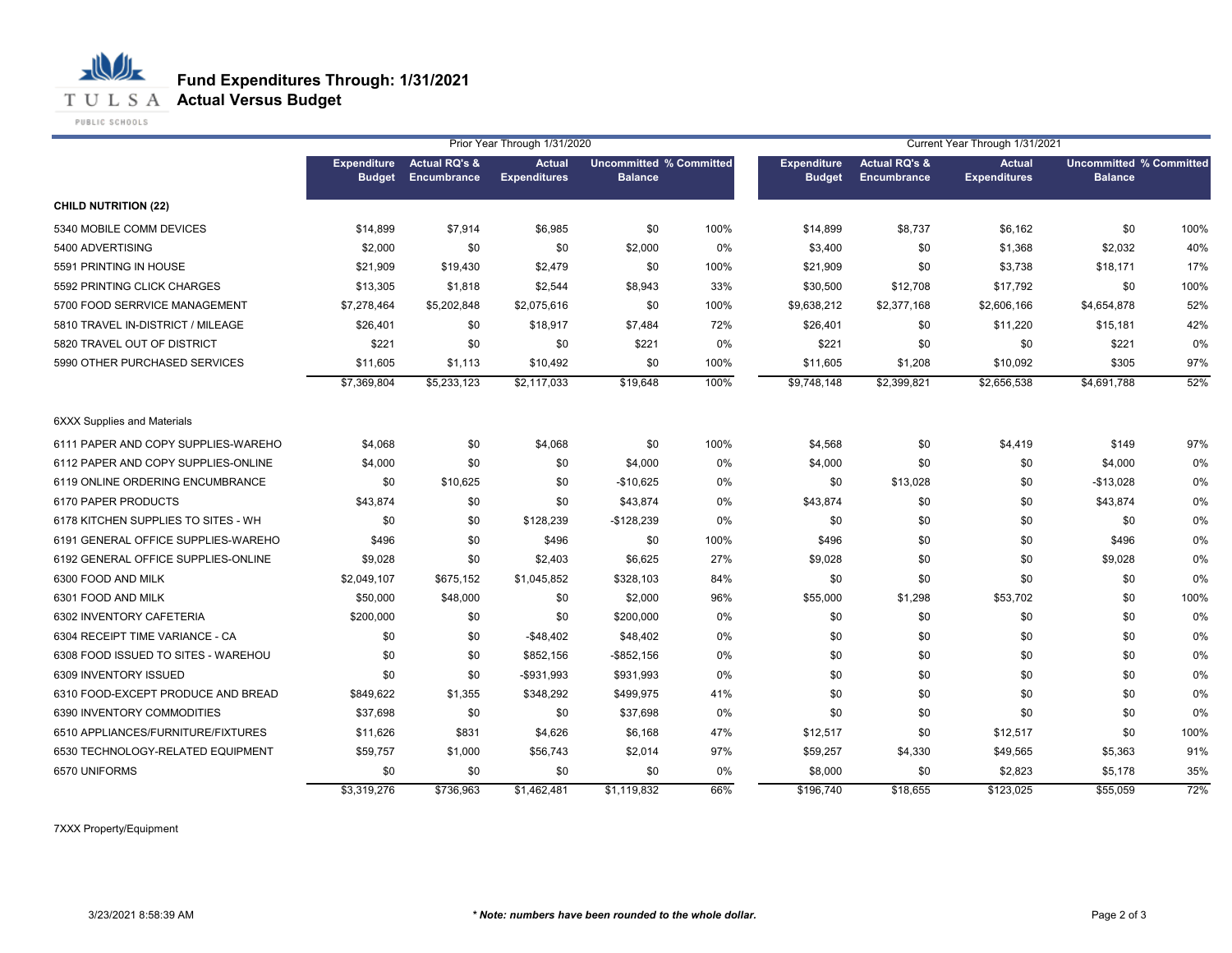# Fund Expenditures Through: 1/31/2021
## Actual Versus Budget

| | Prior Year Through 1/31/2020 | | | | | Current Year Through 1/31/2021 | | | | |
|---|---|---|---|---|---|---|---|---|---|---|
| | Expenditure Budget | Actual RQ's & Encumbrance | Actual Expenditures | Uncommitted Balance | % Committed | Expenditure Budget | Actual RQ's & Encumbrance | Actual Expenditures | Uncommitted Balance | % Committed |
| **CHILD NUTRITION (22)** | | | | | | | | | | |
| 5340 MOBILE COMM DEVICES | $14,899 | $7,914 | $6,985 | $0 | 100% | $14,899 | $8,737 | $6,162 | $0 | 100% |
| 5400 ADVERTISING | $2,000 | $0 | $0 | $2,000 | 0% | $3,400 | $0 | $1,368 | $2,032 | 40% |
| 5591 PRINTING IN HOUSE | $21,909 | $19,430 | $2,479 | $0 | 100% | $21,909 | $0 | $3,738 | $18,171 | 17% |
| 5592 PRINTING CLICK CHARGES | $13,305 | $1,818 | $2,544 | $8,943 | 33% | $30,500 | $12,708 | $17,792 | $0 | 100% |
| 5700 FOOD SERRVICE MANAGEMENT | $7,278,464 | $5,202,848 | $2,075,616 | $0 | 100% | $9,638,212 | $2,377,168 | $2,606,166 | $4,654,878 | 52% |
| 5810 TRAVEL IN-DISTRICT / MILEAGE | $26,401 | $0 | $18,917 | $7,484 | 72% | $26,401 | $0 | $11,220 | $15,181 | 42% |
| 5820 TRAVEL OUT OF DISTRICT | $221 | $0 | $0 | $221 | 0% | $221 | $0 | $0 | $221 | 0% |
| 5990 OTHER PURCHASED SERVICES | $11,605 | $1,113 | $10,492 | $0 | 100% | $11,605 | $1,208 | $10,092 | $305 | 97% |
| | $7,369,804 | $5,233,123 | $2,117,033 | $19,648 | 100% | $9,748,148 | $2,399,821 | $2,656,538 | $4,691,788 | 52% |
| 6XXX Supplies and Materials | | | | | | | | | | |
| 6111 PAPER AND COPY SUPPLIES-WAREHO | $4,068 | $0 | $4,068 | $0 | 100% | $4,568 | $0 | $4,419 | $149 | 97% |
| 6112 PAPER AND COPY SUPPLIES-ONLINE | $4,000 | $0 | $0 | $4,000 | 0% | $4,000 | $0 | $0 | $4,000 | 0% |
| 6119 ONLINE ORDERING ENCUMBRANCE | $0 | $10,625 | $0 | -$10,625 | 0% | $0 | $13,028 | $0 | -$13,028 | 0% |
| 6170 PAPER PRODUCTS | $43,874 | $0 | $0 | $43,874 | 0% | $43,874 | $0 | $0 | $43,874 | 0% |
| 6178 KITCHEN SUPPLIES TO SITES - WH | $0 | $0 | $128,239 | -$128,239 | 0% | $0 | $0 | $0 | $0 | 0% |
| 6191 GENERAL OFFICE SUPPLIES-WAREHO | $496 | $0 | $496 | $0 | 100% | $496 | $0 | $0 | $496 | 0% |
| 6192 GENERAL OFFICE SUPPLIES-ONLINE | $9,028 | $0 | $2,403 | $6,625 | 27% | $9,028 | $0 | $0 | $9,028 | 0% |
| 6300 FOOD AND MILK | $2,049,107 | $675,152 | $1,045,852 | $328,103 | 84% | $0 | $0 | $0 | $0 | 0% |
| 6301 FOOD AND MILK | $50,000 | $48,000 | $0 | $2,000 | 96% | $55,000 | $1,298 | $53,702 | $0 | 100% |
| 6302 INVENTORY CAFETERIA | $200,000 | $0 | $0 | $200,000 | 0% | $0 | $0 | $0 | $0 | 0% |
| 6304 RECEIPT TIME VARIANCE - CA | $0 | $0 | -$48,402 | $48,402 | 0% | $0 | $0 | $0 | $0 | 0% |
| 6308 FOOD ISSUED TO SITES - WAREHOU | $0 | $0 | $852,156 | -$852,156 | 0% | $0 | $0 | $0 | $0 | 0% |
| 6309 INVENTORY ISSUED | $0 | $0 | -$931,993 | $931,993 | 0% | $0 | $0 | $0 | $0 | 0% |
| 6310 FOOD-EXCEPT PRODUCE AND BREAD | $849,622 | $1,355 | $348,292 | $499,975 | 41% | $0 | $0 | $0 | $0 | 0% |
| 6390 INVENTORY COMMODITIES | $37,698 | $0 | $0 | $37,698 | 0% | $0 | $0 | $0 | $0 | 0% |
| 6510 APPLIANCES/FURNITURE/FIXTURES | $11,626 | $831 | $4,626 | $6,168 | 47% | $12,517 | $0 | $12,517 | $0 | 100% |
| 6530 TECHNOLOGY-RELATED EQUIPMENT | $59,757 | $1,000 | $56,743 | $2,014 | 97% | $59,257 | $4,330 | $49,565 | $5,363 | 91% |
| 6570 UNIFORMS | $0 | $0 | $0 | $0 | 0% | $8,000 | $0 | $2,823 | $5,178 | 35% |
| | $3,319,276 | $736,963 | $1,462,481 | $1,119,832 | 66% | $196,740 | $18,655 | $123,025 | $55,059 | 72% |
| 7XXX Property/Equipment | | | | | | | | | | |

3/23/2021 8:58:39 AM

***Note: numbers have been rounded to the whole dollar.***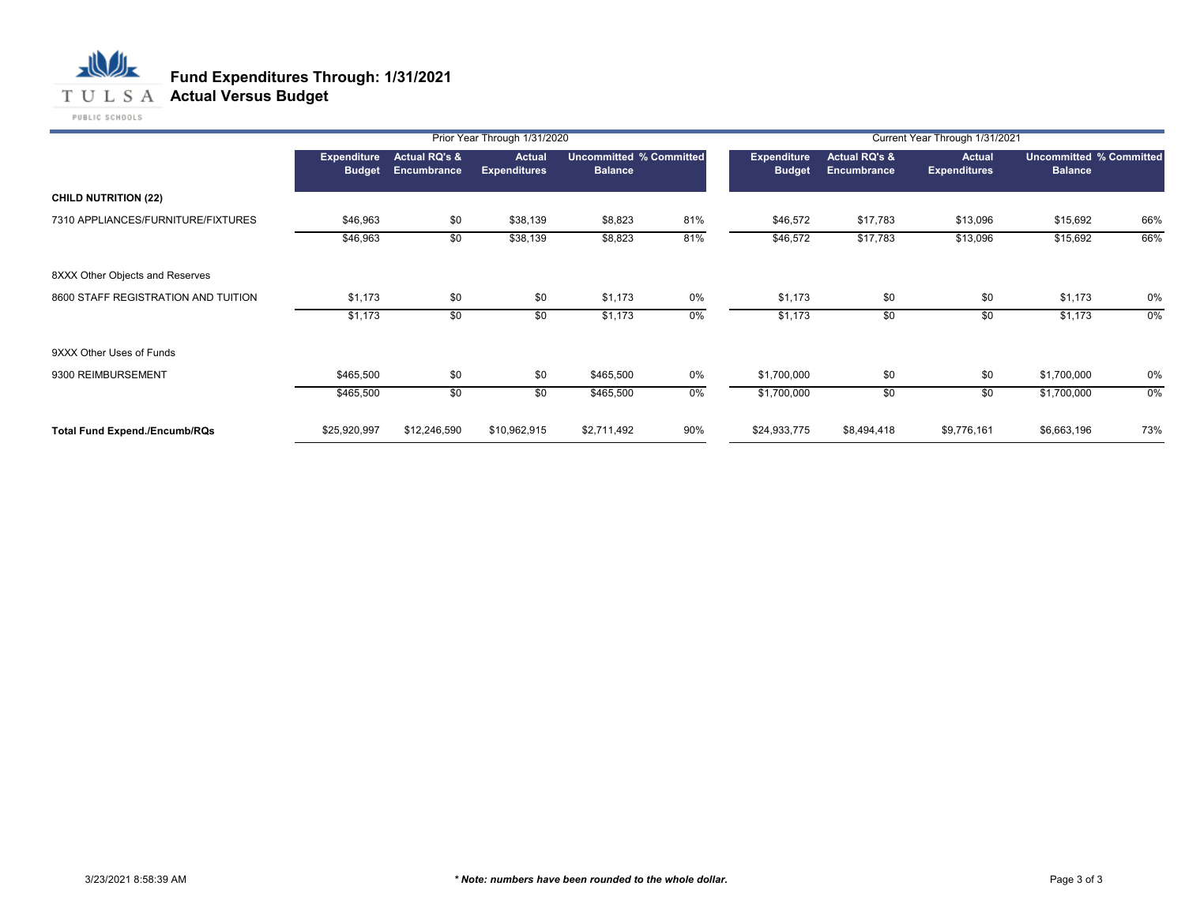# Fund Expenditures Through: 1/31/2021
## Actual Versus Budget

| | Prior Year Through 1/31/2020 | | | | | Current Year Through 1/31/2021 | | | | |
|---|---|---|---|---|---|---|---|---|---|---|
| | Expenditure Budget | Actual RQ's & Encumbrance | Actual Expenditures | Uncommitted Balance | % Committed | Expenditure Budget | Actual RQ's & Encumbrance | Actual Expenditures | Uncommitted Balance | % Committed |
| **CHILD NUTRITION (22)** | | | | | | | | | | |
| 7310 APPLIANCES/FURNITURE/FIXTURES | $46,963 | $0 | $38,139 | $8,823 | 81% | $46,572 | $17,783 | $13,096 | $15,692 | 66% |
| | $46,963 | $0 | $38,139 | $8,823 | 81% | $46,572 | $17,783 | $13,096 | $15,692 | 66% |
| 8XXX Other Objects and Reserves | | | | | | | | | | |
| 8600 STAFF REGISTRATION AND TUITION | $1,173 | $0 | $0 | $1,173 | 0% | $1,173 | $0 | $0 | $1,173 | 0% |
| | $1,173 | $0 | $0 | $1,173 | 0% | $1,173 | $0 | $0 | $1,173 | 0% |
| 9XXX Other Uses of Funds | | | | | | | | | | |
| 9300 REIMBURSEMENT | $465,500 | $0 | $0 | $465,500 | 0% | $1,700,000 | $0 | $0 | $1,700,000 | 0% |
| | $465,500 | $0 | $0 | $465,500 | 0% | $1,700,000 | $0 | $0 | $1,700,000 | 0% |
| **Total Fund Expend./Encumb/RQs** | $25,920,997 | $12,246,590 | $10,962,915 | $2,711,492 | 90% | $24,933,775 | $8,494,418 | $9,776,161 | $6,663,196 | 73% |

3/23/2021 8:58:39 AM

***Note: numbers have been rounded to the whole dollar.***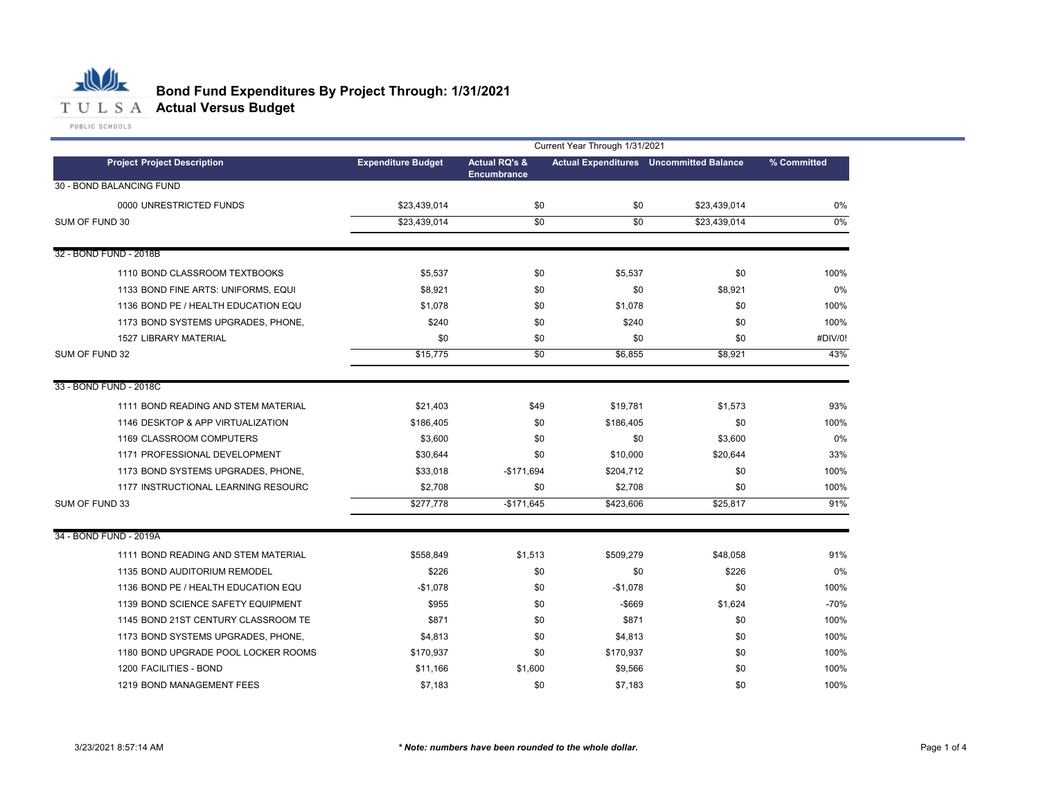# Bond Fund Expenditures By Project Through: 1/31/2021

## Actual Versus Budget

| | | Current Year Through 1/31/2021 | | | |
|---|---|---|---|---|---|
| **Project Project Description** | **Expenditure Budget** | **Actual RQ's & Encumbrance** | **Actual Expenditures** | **Uncommitted Balance** | **% Committed** |
| 30 - BOND BALANCING FUND | | | | | |
| 0000 UNRESTRICTED FUNDS | $23,439,014 | $0 | $0 | $23,439,014 | 0% |
| SUM OF FUND 30 | $23,439,014 | $0 | $0 | $23,439,014 | 0% |
| 32 - BOND FUND - 2018B | | | | | |
| 1110 BOND CLASSROOM TEXTBOOKS | $5,537 | $0 | $5,537 | $0 | 100% |
| 1133 BOND FINE ARTS: UNIFORMS, EQUI | $8,921 | $0 | $0 | $8,921 | 0% |
| 1136 BOND PE / HEALTH EDUCATION EQU | $1,078 | $0 | $1,078 | $0 | 100% |
| 1173 BOND SYSTEMS UPGRADES, PHONE, | $240 | $0 | $240 | $0 | 100% |
| 1527 LIBRARY MATERIAL | $0 | $0 | $0 | $0 | #DIV/0! |
| SUM OF FUND 32 | $15,775 | $0 | $6,855 | $8,921 | 43% |
| 33 - BOND FUND - 2018C | | | | | |
| 1111 BOND READING AND STEM MATERIAL | $21,403 | $49 | $19,781 | $1,573 | 93% |
| 1146 DESKTOP & APP VIRTUALIZATION | $186,405 | $0 | $186,405 | $0 | 100% |
| 1169 CLASSROOM COMPUTERS | $3,600 | $0 | $0 | $3,600 | 0% |
| 1171 PROFESSIONAL DEVELOPMENT | $30,644 | $0 | $10,000 | $20,644 | 33% |
| 1173 BOND SYSTEMS UPGRADES, PHONE, | $33,018 | -$171,694 | $204,712 | $0 | 100% |
| 1177 INSTRUCTIONAL LEARNING RESOURC | $2,708 | $0 | $2,708 | $0 | 100% |
| SUM OF FUND 33 | $277,778 | -$171,645 | $423,606 | $25,817 | 91% |
| 34 - BOND FUND - 2019A | | | | | |
| 1111 BOND READING AND STEM MATERIAL | $558,849 | $1,513 | $509,279 | $48,058 | 91% |
| 1135 BOND AUDITORIUM REMODEL | $226 | $0 | $0 | $226 | 0% |
| 1136 BOND PE / HEALTH EDUCATION EQU | -$1,078 | $0 | -$1,078 | $0 | 100% |
| 1139 BOND SCIENCE SAFETY EQUIPMENT | $955 | $0 | -$669 | $1,624 | -70% |
| 1145 BOND 21ST CENTURY CLASSROOM TE | $871 | $0 | $871 | $0 | 100% |
| 1173 BOND SYSTEMS UPGRADES, PHONE, | $4,813 | $0 | $4,813 | $0 | 100% |
| 1180 BOND UPGRADE POOL LOCKER ROOMS | $170,937 | $0 | $170,937 | $0 | 100% |
| 1200 FACILITIES - BOND | $11,166 | $1,600 | $9,566 | $0 | 100% |
| 1219 BOND MANAGEMENT FEES | $7,183 | $0 | $7,183 | $0 | 100% |

3/23/2021 8:57:14 AM

*** Note: numbers have been rounded to the whole dollar.***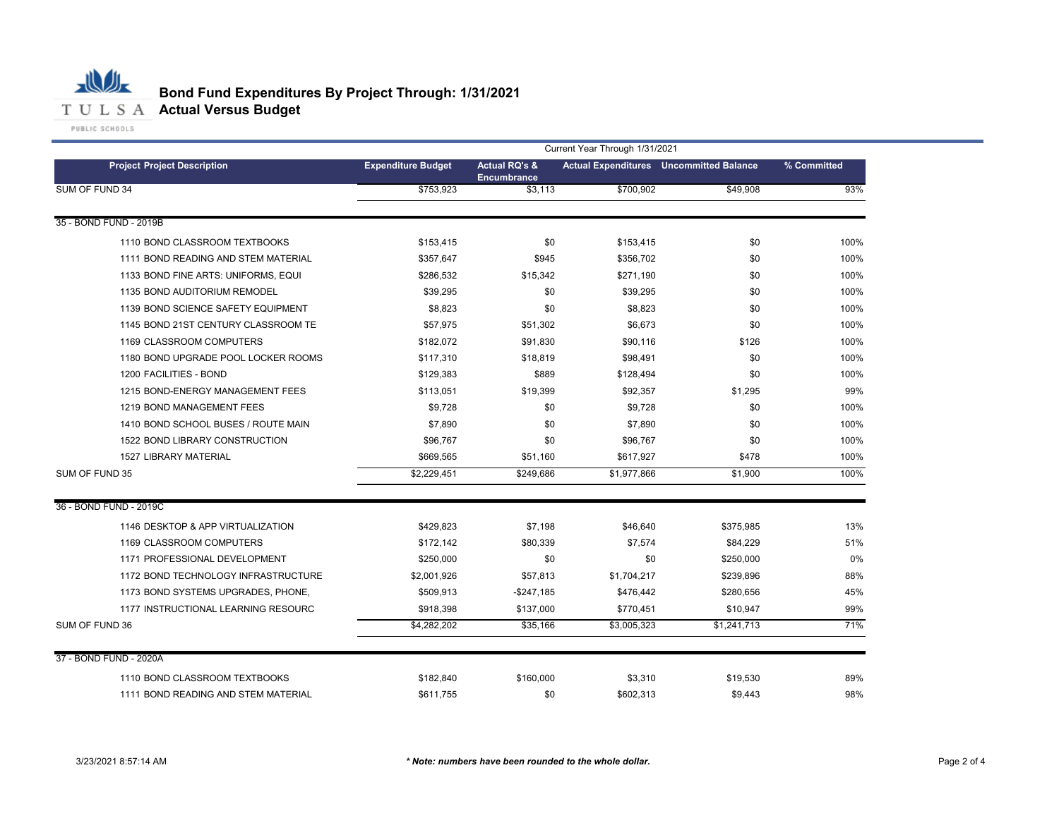# Bond Fund Expenditures By Project Through: 1/31/2021
## Actual Versus Budget

| Project Project Description | Expenditure Budget | Actual RQ's & Encumbrance | Actual Expenditures | Uncommitted Balance | % Committed |
|---|---|---|---|---|---|
| | Current Year Through 1/31/2021 | | | | |
| SUM OF FUND 34 | $753,923 | $3,113 | $700,902 | $49,908 | 93% |
| **35 - BOND FUND - 2019B** | | | | | |
| 1110 BOND CLASSROOM TEXTBOOKS | $153,415 | $0 | $153,415 | $0 | 100% |
| 1111 BOND READING AND STEM MATERIAL | $357,647 | $945 | $356,702 | $0 | 100% |
| 1133 BOND FINE ARTS: UNIFORMS, EQUI | $286,532 | $15,342 | $271,190 | $0 | 100% |
| 1135 BOND AUDITORIUM REMODEL | $39,295 | $0 | $39,295 | $0 | 100% |
| 1139 BOND SCIENCE SAFETY EQUIPMENT | $8,823 | $0 | $8,823 | $0 | 100% |
| 1145 BOND 21ST CENTURY CLASSROOM TE | $57,975 | $51,302 | $6,673 | $0 | 100% |
| 1169 CLASSROOM COMPUTERS | $182,072 | $91,830 | $90,116 | $126 | 100% |
| 1180 BOND UPGRADE POOL LOCKER ROOMS | $117,310 | $18,819 | $98,491 | $0 | 100% |
| 1200 FACILITIES - BOND | $129,383 | $889 | $128,494 | $0 | 100% |
| 1215 BOND-ENERGY MANAGEMENT FEES | $113,051 | $19,399 | $92,357 | $1,295 | 99% |
| 1219 BOND MANAGEMENT FEES | $9,728 | $0 | $9,728 | $0 | 100% |
| 1410 BOND SCHOOL BUSES / ROUTE MAIN | $7,890 | $0 | $7,890 | $0 | 100% |
| 1522 BOND LIBRARY CONSTRUCTION | $96,767 | $0 | $96,767 | $0 | 100% |
| 1527 LIBRARY MATERIAL | $669,565 | $51,160 | $617,927 | $478 | 100% |
| SUM OF FUND 35 | $2,229,451 | $249,686 | $1,977,866 | $1,900 | 100% |
| **36 - BOND FUND - 2019C** | | | | | |
| 1146 DESKTOP & APP VIRTUALIZATION | $429,823 | $7,198 | $46,640 | $375,985 | 13% |
| 1169 CLASSROOM COMPUTERS | $172,142 | $80,339 | $7,574 | $84,229 | 51% |
| 1171 PROFESSIONAL DEVELOPMENT | $250,000 | $0 | $0 | $250,000 | 0% |
| 1172 BOND TECHNOLOGY INFRASTRUCTURE | $2,001,926 | $57,813 | $1,704,217 | $239,896 | 88% |
| 1173 BOND SYSTEMS UPGRADES, PHONE, | $509,913 | -$247,185 | $476,442 | $280,656 | 45% |
| 1177 INSTRUCTIONAL LEARNING RESOURC | $918,398 | $137,000 | $770,451 | $10,947 | 99% |
| SUM OF FUND 36 | $4,282,202 | $35,166 | $3,005,323 | $1,241,713 | 71% |
| **37 - BOND FUND - 2020A** | | | | | |
| 1110 BOND CLASSROOM TEXTBOOKS | $182,840 | $160,000 | $3,310 | $19,530 | 89% |
| 1111 BOND READING AND STEM MATERIAL | $611,755 | $0 | $602,313 | $9,443 | 98% |

3/23/2021 8:57:14 AM

*** Note: numbers have been rounded to the whole dollar.**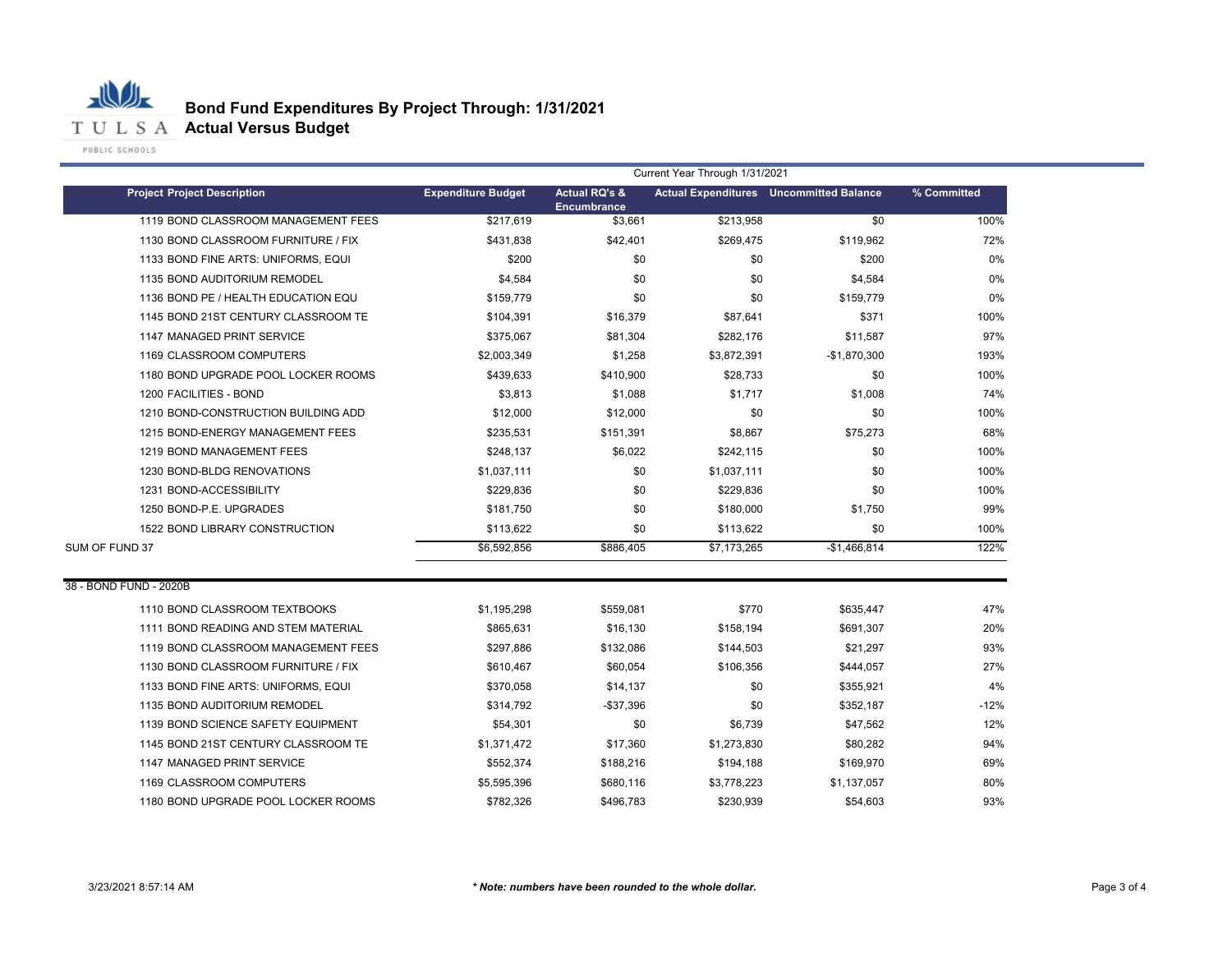# Bond Fund Expenditures By Project Through: 1/31/2021

## Actual Versus Budget

| Project Project Description | Expenditure Budget | Actual RQ's & Encumbrance | Actual Expenditures | Uncommitted Balance | % Committed |
|---|---|---|---|---|---|
| | | Current Year Through 1/31/2021 | | | |
| 1119 BOND CLASSROOM MANAGEMENT FEES | $217,619 | $3,661 | $213,958 | $0 | 100% |
| 1130 BOND CLASSROOM FURNITURE / FIX | $431,838 | $42,401 | $269,475 | $119,962 | 72% |
| 1133 BOND FINE ARTS: UNIFORMS, EQUI | $200 | $0 | $0 | $200 | 0% |
| 1135 BOND AUDITORIUM REMODEL | $4,584 | $0 | $0 | $4,584 | 0% |
| 1136 BOND PE / HEALTH EDUCATION EQU | $159,779 | $0 | $0 | $159,779 | 0% |
| 1145 BOND 21ST CENTURY CLASSROOM TE | $104,391 | $16,379 | $87,641 | $371 | 100% |
| 1147 MANAGED PRINT SERVICE | $375,067 | $81,304 | $282,176 | $11,587 | 97% |
| 1169 CLASSROOM COMPUTERS | $2,003,349 | $1,258 | $3,872,391 | -$1,870,300 | 193% |
| 1180 BOND UPGRADE POOL LOCKER ROOMS | $439,633 | $410,900 | $28,733 | $0 | 100% |
| 1200 FACILITIES - BOND | $3,813 | $1,088 | $1,717 | $1,008 | 74% |
| 1210 BOND-CONSTRUCTION BUILDING ADD | $12,000 | $12,000 | $0 | $0 | 100% |
| 1215 BOND-ENERGY MANAGEMENT FEES | $235,531 | $151,391 | $8,867 | $75,273 | 68% |
| 1219 BOND MANAGEMENT FEES | $248,137 | $6,022 | $242,115 | $0 | 100% |
| 1230 BOND-BLDG RENOVATIONS | $1,037,111 | $0 | $1,037,111 | $0 | 100% |
| 1231 BOND-ACCESSIBILITY | $229,836 | $0 | $229,836 | $0 | 100% |
| 1250 BOND-P.E. UPGRADES | $181,750 | $0 | $180,000 | $1,750 | 99% |
| 1522 BOND LIBRARY CONSTRUCTION | $113,622 | $0 | $113,622 | $0 | 100% |
| SUM OF FUND 37 | $6,592,856 | $886,405 | $7,173,265 | -$1,466,814 | 122% |
| **38 - BOND FUND - 2020B** | | | | | |
| 1110 BOND CLASSROOM TEXTBOOKS | $1,195,298 | $559,081 | $770 | $635,447 | 47% |
| 1111 BOND READING AND STEM MATERIAL | $865,631 | $16,130 | $158,194 | $691,307 | 20% |
| 1119 BOND CLASSROOM MANAGEMENT FEES | $297,886 | $132,086 | $144,503 | $21,297 | 93% |
| 1130 BOND CLASSROOM FURNITURE / FIX | $610,467 | $60,054 | $106,356 | $444,057 | 27% |
| 1133 BOND FINE ARTS: UNIFORMS, EQUI | $370,058 | $14,137 | $0 | $355,921 | 4% |
| 1135 BOND AUDITORIUM REMODEL | $314,792 | -$37,396 | $0 | $352,187 | -12% |
| 1139 BOND SCIENCE SAFETY EQUIPMENT | $54,301 | $0 | $6,739 | $47,562 | 12% |
| 1145 BOND 21ST CENTURY CLASSROOM TE | $1,371,472 | $17,360 | $1,273,830 | $80,282 | 94% |
| 1147 MANAGED PRINT SERVICE | $552,374 | $188,216 | $194,188 | $169,970 | 69% |
| 1169 CLASSROOM COMPUTERS | $5,595,396 | $680,116 | $3,778,223 | $1,137,057 | 80% |
| 1180 BOND UPGRADE POOL LOCKER ROOMS | $782,326 | $496,783 | $230,939 | $54,603 | 93% |

3/23/2021 8:57:14 AM

*** Note: numbers have been rounded to the whole dollar.***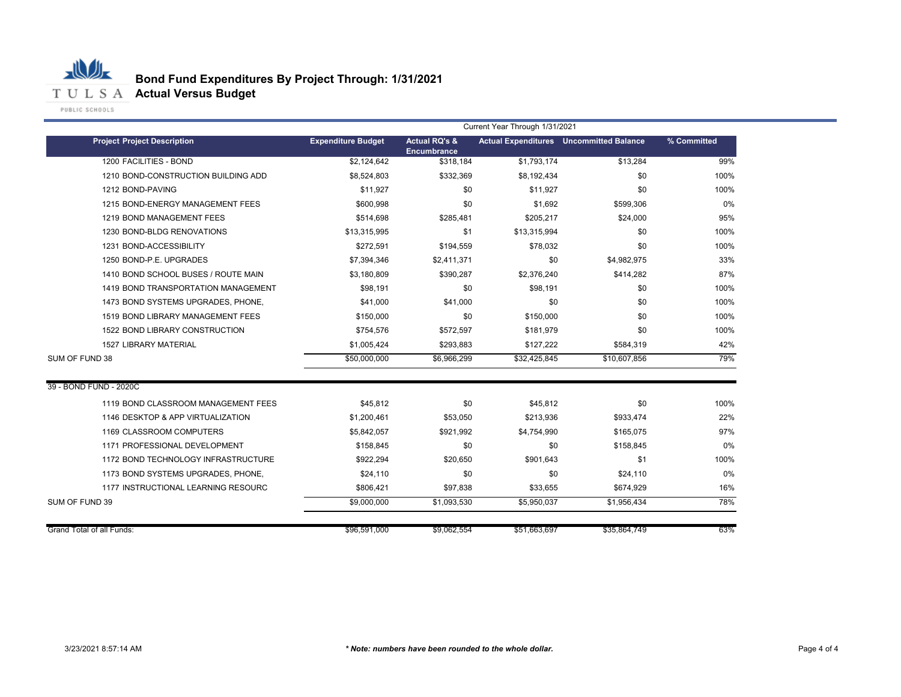# Bond Fund Expenditures By Project Through: 1/31/2021
## Actual Versus Budget

| | | Current Year Through 1/31/2021 | | | |
|---|---|---|---|---|---|
| **Project Project Description** | **Expenditure Budget** | **Actual RQ's & Encumbrance** | **Actual Expenditures** | **Uncommitted Balance** | **% Committed** |
| 1200 FACILITIES - BOND | $2,124,642 | $318,184 | $1,793,174 | $13,284 | 99% |
| 1210 BOND-CONSTRUCTION BUILDING ADD | $8,524,803 | $332,369 | $8,192,434 | $0 | 100% |
| 1212 BOND-PAVING | $11,927 | $0 | $11,927 | $0 | 100% |
| 1215 BOND-ENERGY MANAGEMENT FEES | $600,998 | $0 | $1,692 | $599,306 | 0% |
| 1219 BOND MANAGEMENT FEES | $514,698 | $285,481 | $205,217 | $24,000 | 95% |
| 1230 BOND-BLDG RENOVATIONS | $13,315,995 | $1 | $13,315,994 | $0 | 100% |
| 1231 BOND-ACCESSIBILITY | $272,591 | $194,559 | $78,032 | $0 | 100% |
| 1250 BOND-P.E. UPGRADES | $7,394,346 | $2,411,371 | $0 | $4,982,975 | 33% |
| 1410 BOND SCHOOL BUSES / ROUTE MAIN | $3,180,809 | $390,287 | $2,376,240 | $414,282 | 87% |
| 1419 BOND TRANSPORTATION MANAGEMENT | $98,191 | $0 | $98,191 | $0 | 100% |
| 1473 BOND SYSTEMS UPGRADES, PHONE, | $41,000 | $41,000 | $0 | $0 | 100% |
| 1519 BOND LIBRARY MANAGEMENT FEES | $150,000 | $0 | $150,000 | $0 | 100% |
| 1522 BOND LIBRARY CONSTRUCTION | $754,576 | $572,597 | $181,979 | $0 | 100% |
| 1527 LIBRARY MATERIAL | $1,005,424 | $293,883 | $127,222 | $584,319 | 42% |
| SUM OF FUND 38 | $50,000,000 | $6,966,299 | $32,425,845 | $10,607,856 | 79% |
| **39 - BOND FUND - 2020C** | | | | | |
| 1119 BOND CLASSROOM MANAGEMENT FEES | $45,812 | $0 | $45,812 | $0 | 100% |
| 1146 DESKTOP & APP VIRTUALIZATION | $1,200,461 | $53,050 | $213,936 | $933,474 | 22% |
| 1169 CLASSROOM COMPUTERS | $5,842,057 | $921,992 | $4,754,990 | $165,075 | 97% |
| 1171 PROFESSIONAL DEVELOPMENT | $158,845 | $0 | $0 | $158,845 | 0% |
| 1172 BOND TECHNOLOGY INFRASTRUCTURE | $922,294 | $20,650 | $901,643 | $1 | 100% |
| 1173 BOND SYSTEMS UPGRADES, PHONE, | $24,110 | $0 | $0 | $24,110 | 0% |
| 1177 INSTRUCTIONAL LEARNING RESOURC | $806,421 | $97,838 | $33,655 | $674,929 | 16% |
| SUM OF FUND 39 | $9,000,000 | $1,093,530 | $5,950,037 | $1,956,434 | 78% |
| Grand Total of all Funds: | $96,591,000 | $9,062,554 | $51,663,697 | $35,864,749 | 63% |

3/23/2021 8:57:14 AM

*** Note: numbers have been rounded to the whole dollar.***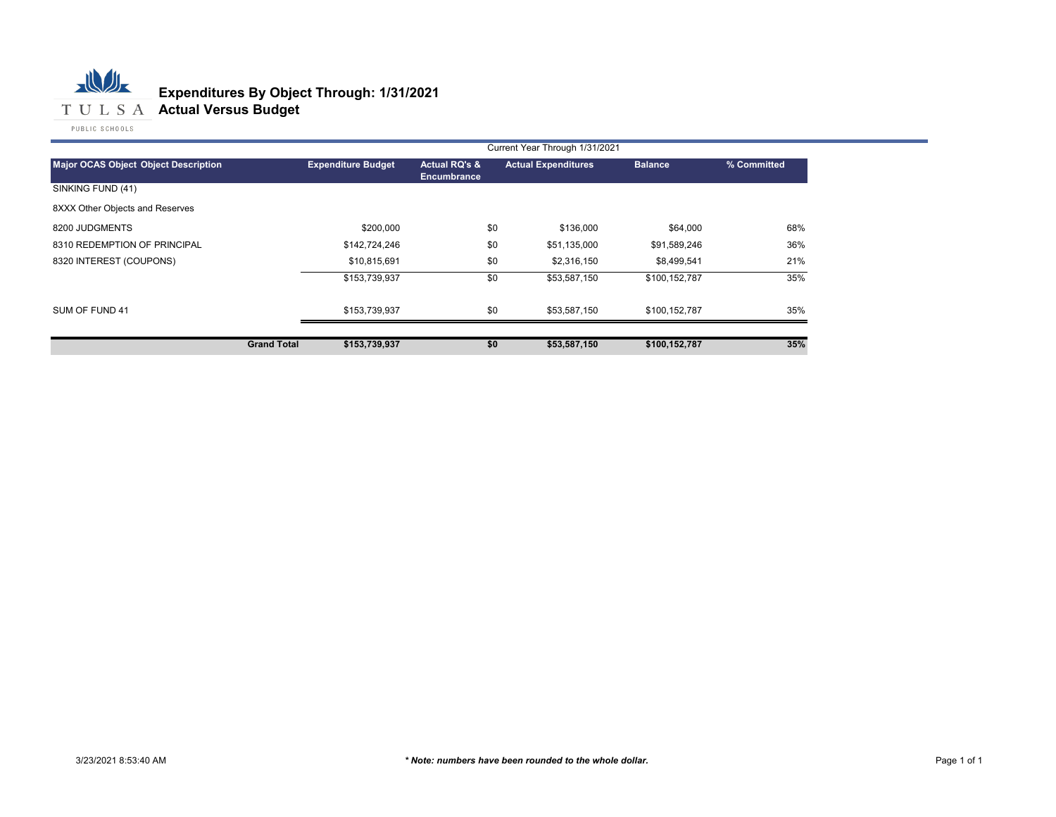TULSA PUBLIC SCHOOLS

# Expenditures By Object Through: 1/31/2021
## Actual Versus Budget

| | Current Year Through 1/31/2021 | | | | |
|---|---|---|---|---|---|
| **Major OCAS Object Object Description** | **Expenditure Budget** | **Actual RQ's & Encumbrance** | **Actual Expenditures** | **Balance** | **% Committed** |
| SINKING FUND (41) | | | | | |
| 8XXX Other Objects and Reserves | | | | | |
| 8200 JUDGMENTS | $200,000 | $0 | $136,000 | $64,000 | 68% |
| 8310 REDEMPTION OF PRINCIPAL | $142,724,246 | $0 | $51,135,000 | $91,589,246 | 36% |
| 8320 INTEREST (COUPONS) | $10,815,691 | $0 | $2,316,150 | $8,499,541 | 21% |
| | $153,739,937 | $0 | $53,587,150 | $100,152,787 | 35% |
| SUM OF FUND 41 | $153,739,937 | $0 | $53,587,150 | $100,152,787 | 35% |
| **Grand Total** | **$153,739,937** | **$0** | **$53,587,150** | **$100,152,787** | **35%** |

3/23/2021 8:53:40 AM

*** Note: numbers have been rounded to the whole dollar.***